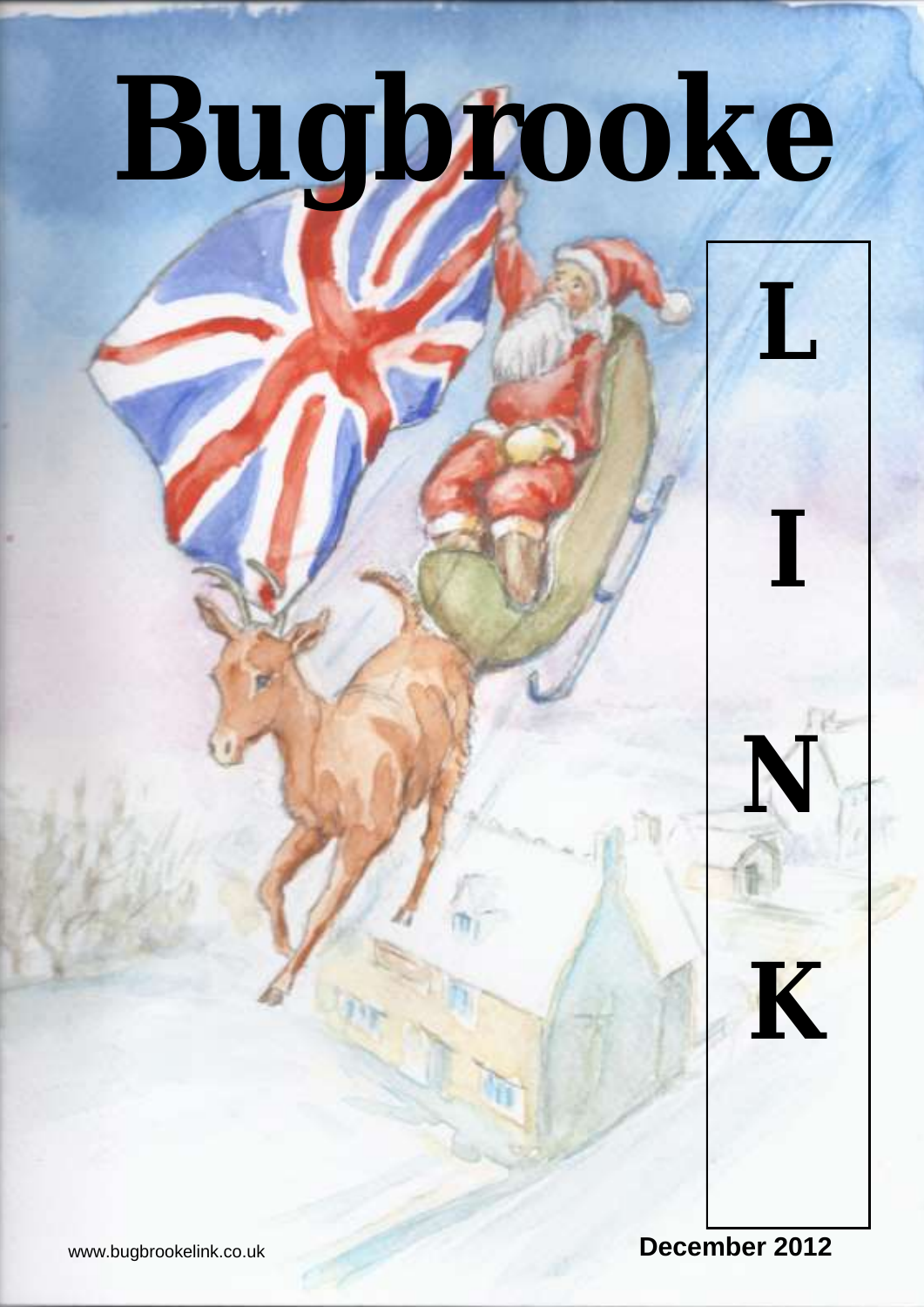# Bugbrooke

# LINK

www.bugbrookelink.co.uk

December 2012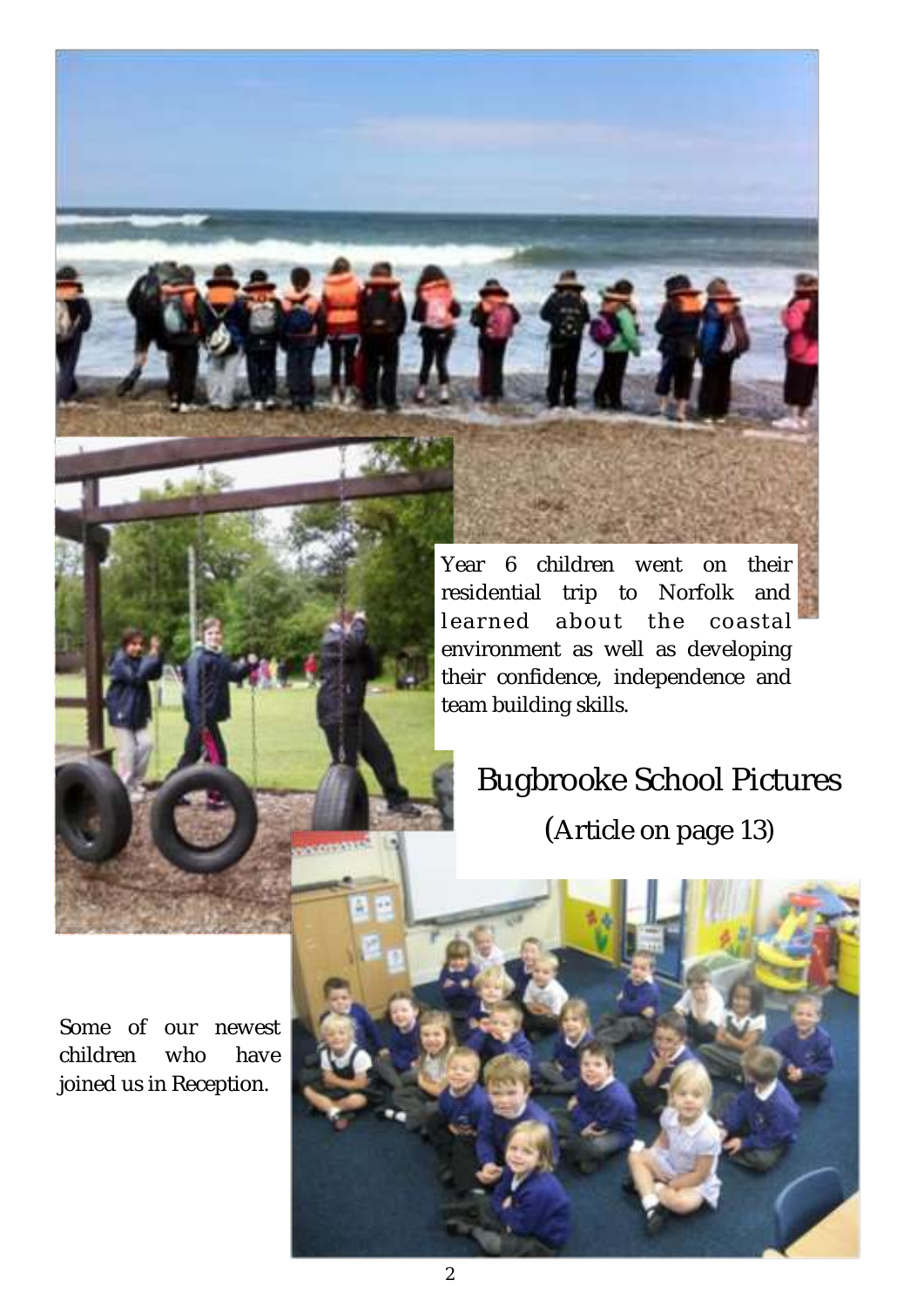Year 6 children went on their residential trip to Norfolk and learned about the coastal environment as well as developing their confidence, independence and team building skills.

## Bugbrooke School Pictures

(Article on page 13)

Some of our newest children who have joined us in Reception.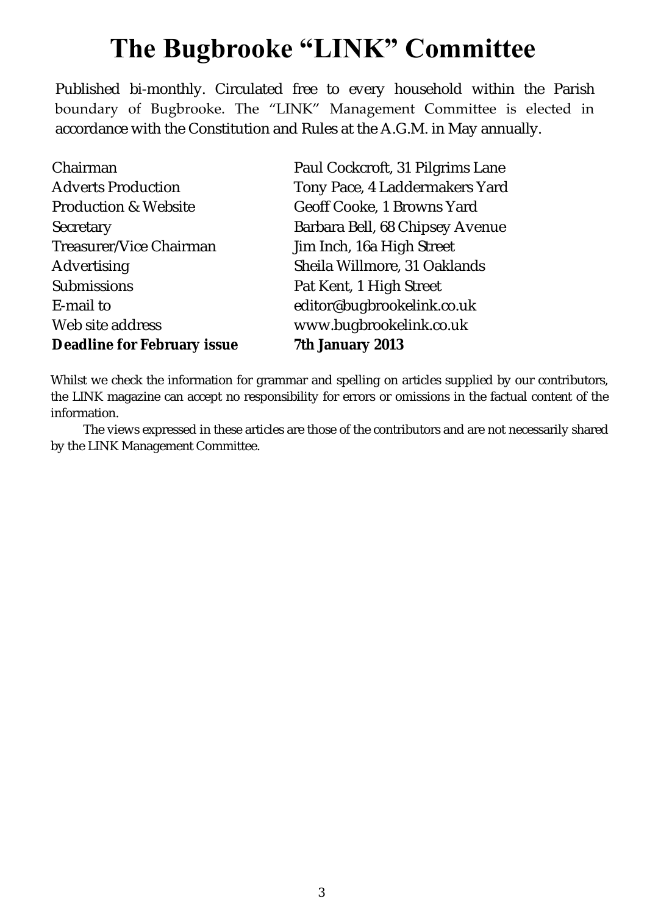# The Bugbrooke "LINK" Committee

Published bi-monthly. Circulated free to every household within the Parish boundary of Bugbrooke. The "LINK" Management Committee is elected in accordance with the Constitution and Rules at the A.G.M. in May annually.

| | |
|---|---|
| Chairman | Paul Cockcroft, 31 Pilgrims Lane |
| Adverts Production | Tony Pace, 4 Laddermakers Yard |
| Production & Website | Geoff Cooke, 1 Browns Yard |
| Secretary | Barbara Bell, 68 Chipsey Avenue |
| Treasurer/Vice Chairman | Jim Inch, 16a High Street |
| Advertising | Sheila Willmore, 31 Oaklands |
| Submissions | Pat Kent, 1 High Street |
| E-mail to | editor@bugbrookelink.co.uk |
| Web site address | www.bugbrookelink.co.uk |
| **Deadline for February issue** | **7th January 2013** |

Whilst we check the information for grammar and spelling on articles supplied by our contributors, the LINK magazine can accept no responsibility for errors or omissions in the factual content of the information.

The views expressed in these articles are those of the contributors and are not necessarily shared by the LINK Management Committee.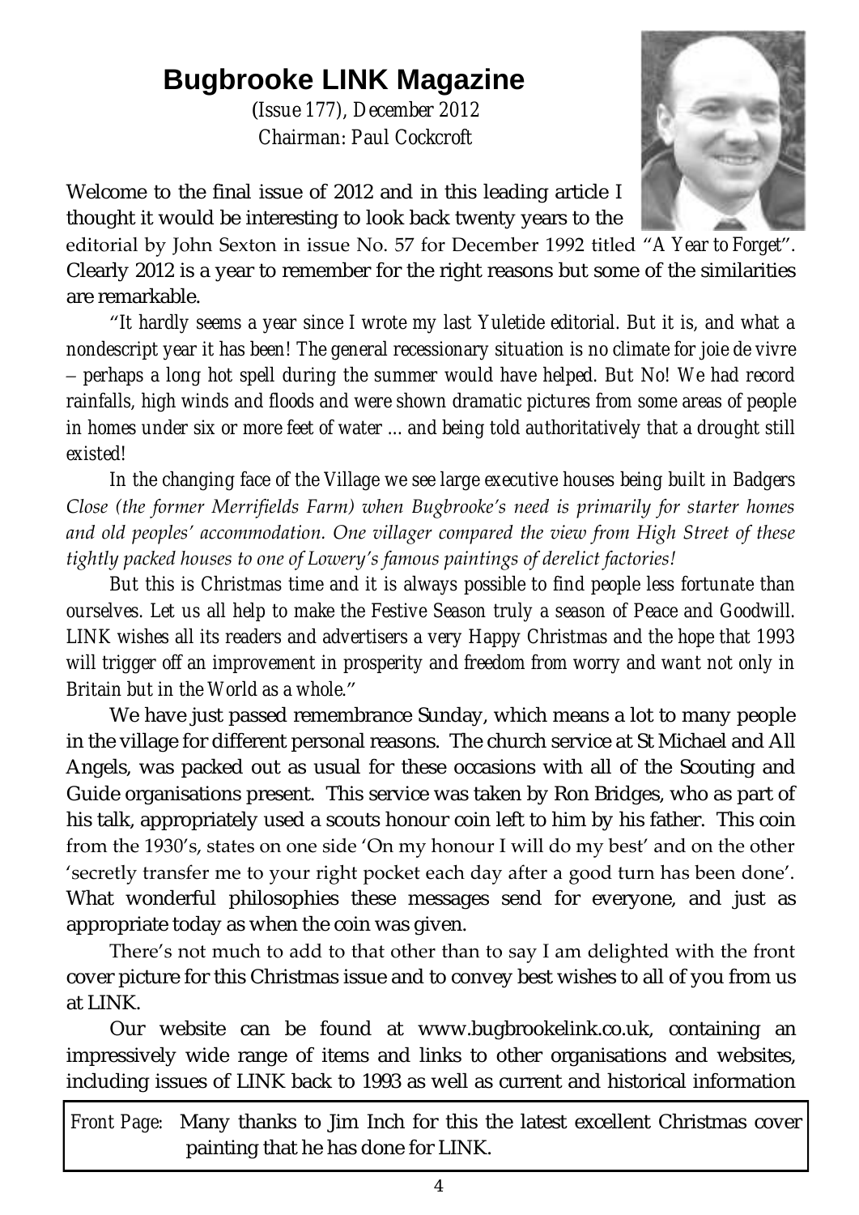# Bugbrooke LINK Magazine

*(Issue 177), December 2012*
*Chairman: Paul Cockcroft*

Welcome to the final issue of 2012 and in this leading article I thought it would be interesting to look back twenty years to the editorial by John Sexton in issue No. 57 for December 1992 titled "*A Year to Forget*". Clearly 2012 is a year to remember for the right reasons but some of the similarities are remarkable.

*"It hardly seems a year since I wrote my last Yuletide editorial. But it is, and what a nondescript year it has been! The general recessionary situation is no climate for joie de vivre – perhaps a long hot spell during the summer would have helped. But No! We had record rainfalls, high winds and floods and were shown dramatic pictures from some areas of people in homes under six or more feet of water ... and being told authoritatively that a drought still existed!*

*In the changing face of the Village we see large executive houses being built in Badgers Close (the former Merrifields Farm) when Bugbrooke's need is primarily for starter homes and old peoples' accommodation. One villager compared the view from High Street of these tightly packed houses to one of Lowery's famous paintings of derelict factories!*

*But this is Christmas time and it is always possible to find people less fortunate than ourselves. Let us all help to make the Festive Season truly a season of Peace and Goodwill. LINK wishes all its readers and advertisers a very Happy Christmas and the hope that 1993 will trigger off an improvement in prosperity and freedom from worry and want not only in Britain but in the World as a whole."*

We have just passed remembrance Sunday, which means a lot to many people in the village for different personal reasons. The church service at St Michael and All Angels, was packed out as usual for these occasions with all of the Scouting and Guide organisations present. This service was taken by Ron Bridges, who as part of his talk, appropriately used a scouts honour coin left to him by his father. This coin from the 1930's, states on one side 'On my honour I will do my best' and on the other 'secretly transfer me to your right pocket each day after a good turn has been done'. What wonderful philosophies these messages send for everyone, and just as appropriate today as when the coin was given.

There's not much to add to that other than to say I am delighted with the front cover picture for this Christmas issue and to convey best wishes to all of you from us at LINK.

Our website can be found at www.bugbrookelink.co.uk, containing an impressively wide range of items and links to other organisations and websites, including issues of LINK back to 1993 as well as current and historical information

*Front Page:* Many thanks to Jim Inch for this the latest excellent Christmas cover painting that he has done for LINK.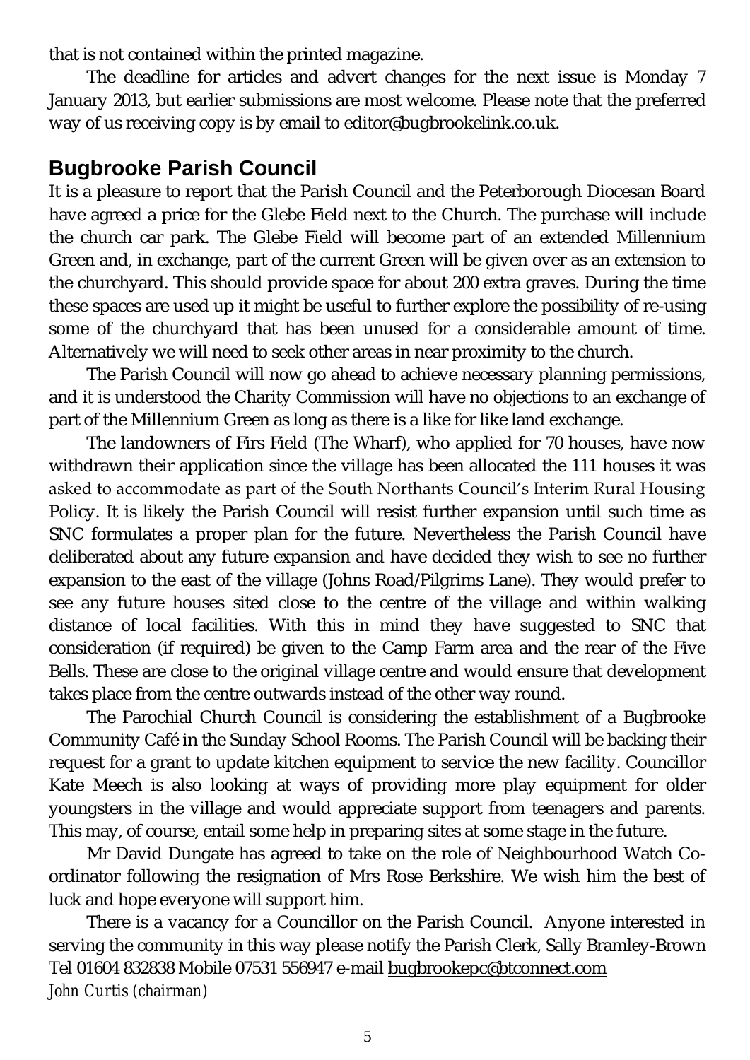that is not contained within the printed magazine.

The deadline for articles and advert changes for the next issue is Monday 7 January 2013, but earlier submissions are most welcome. Please note that the preferred way of us receiving copy is by email to editor@bugbrookelink.co.uk.

## Bugbrooke Parish Council

It is a pleasure to report that the Parish Council and the Peterborough Diocesan Board have agreed a price for the Glebe Field next to the Church. The purchase will include the church car park. The Glebe Field will become part of an extended Millennium Green and, in exchange, part of the current Green will be given over as an extension to the churchyard. This should provide space for about 200 extra graves. During the time these spaces are used up it might be useful to further explore the possibility of re-using some of the churchyard that has been unused for a considerable amount of time. Alternatively we will need to seek other areas in near proximity to the church.

The Parish Council will now go ahead to achieve necessary planning permissions, and it is understood the Charity Commission will have no objections to an exchange of part of the Millennium Green as long as there is a like for like land exchange.

The landowners of Firs Field (The Wharf), who applied for 70 houses, have now withdrawn their application since the village has been allocated the 111 houses it was asked to accommodate as part of the South Northants Council's Interim Rural Housing Policy. It is likely the Parish Council will resist further expansion until such time as SNC formulates a proper plan for the future. Nevertheless the Parish Council have deliberated about any future expansion and have decided they wish to see no further expansion to the east of the village (Johns Road/Pilgrims Lane). They would prefer to see any future houses sited close to the centre of the village and within walking distance of local facilities. With this in mind they have suggested to SNC that consideration (if required) be given to the Camp Farm area and the rear of the Five Bells. These are close to the original village centre and would ensure that development takes place from the centre outwards instead of the other way round.

The Parochial Church Council is considering the establishment of a Bugbrooke Community Café in the Sunday School Rooms. The Parish Council will be backing their request for a grant to update kitchen equipment to service the new facility. Councillor Kate Meech is also looking at ways of providing more play equipment for older youngsters in the village and would appreciate support from teenagers and parents. This may, of course, entail some help in preparing sites at some stage in the future.

Mr David Dungate has agreed to take on the role of Neighbourhood Watch Co-ordinator following the resignation of Mrs Rose Berkshire. We wish him the best of luck and hope everyone will support him.

There is a vacancy for a Councillor on the Parish Council. Anyone interested in serving the community in this way please notify the Parish Clerk, Sally Bramley-Brown Tel 01604 832838 Mobile 07531 556947 e-mail bugbrookepc@btconnect.com

*John Curtis (chairman)*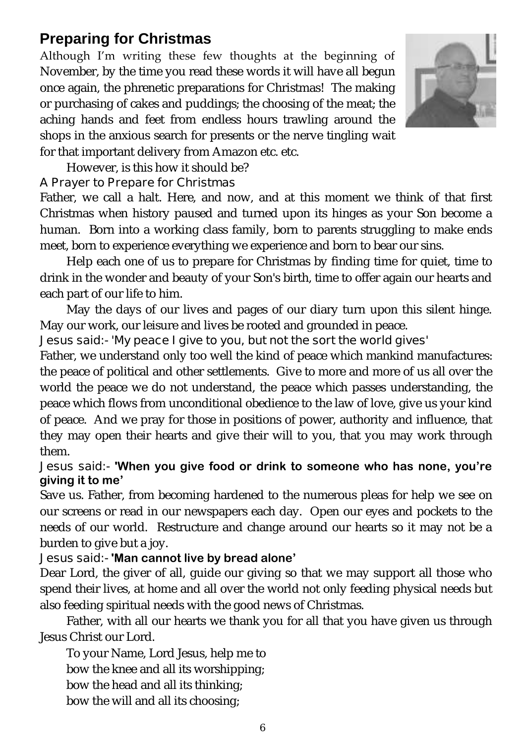## Preparing for Christmas

Although I'm writing these few thoughts at the beginning of November, by the time you read these words it will have all begun once again, the phrenetic preparations for Christmas! The making or purchasing of cakes and puddings; the choosing of the meat; the aching hands and feet from endless hours trawling around the shops in the anxious search for presents or the nerve tingling wait for that important delivery from Amazon etc. etc.

However, is this how it should be?

### A Prayer to Prepare for Christmas

Father, we call a halt. Here, and now, and at this moment we think of that first Christmas when history paused and turned upon its hinges as your Son become a human. Born into a working class family, born to parents struggling to make ends meet, born to experience everything we experience and born to bear our sins.

Help each one of us to prepare for Christmas by finding time for quiet, time to drink in the wonder and beauty of your Son's birth, time to offer again our hearts and each part of our life to him.

May the days of our lives and pages of our diary turn upon this silent hinge. May our work, our leisure and lives be rooted and grounded in peace.

Jesus said:- 'My peace I give to you, but not the sort the world gives'

Father, we understand only too well the kind of peace which mankind manufactures: the peace of political and other settlements. Give to more and more of us all over the world the peace we do not understand, the peace which passes understanding, the peace which flows from unconditional obedience to the law of love, give us your kind of peace. And we pray for those in positions of power, authority and influence, that they may open their hearts and give their will to you, that you may work through them.

Jesus said:- **'When you give food or drink to someone who has none, you're giving it to me'**

Save us. Father, from becoming hardened to the numerous pleas for help we see on our screens or read in our newspapers each day. Open our eyes and pockets to the needs of our world. Restructure and change around our hearts so it may not be a burden to give but a joy.

Jesus said:- **'Man cannot live by bread alone'**

Dear Lord, the giver of all, guide our giving so that we may support all those who spend their lives, at home and all over the world not only feeding physical needs but also feeding spiritual needs with the good news of Christmas.

Father, with all our hearts we thank you for all that you have given us through Jesus Christ our Lord.

To your Name, Lord Jesus, help me to
bow the knee and all its worshipping;
bow the head and all its thinking;
bow the will and all its choosing;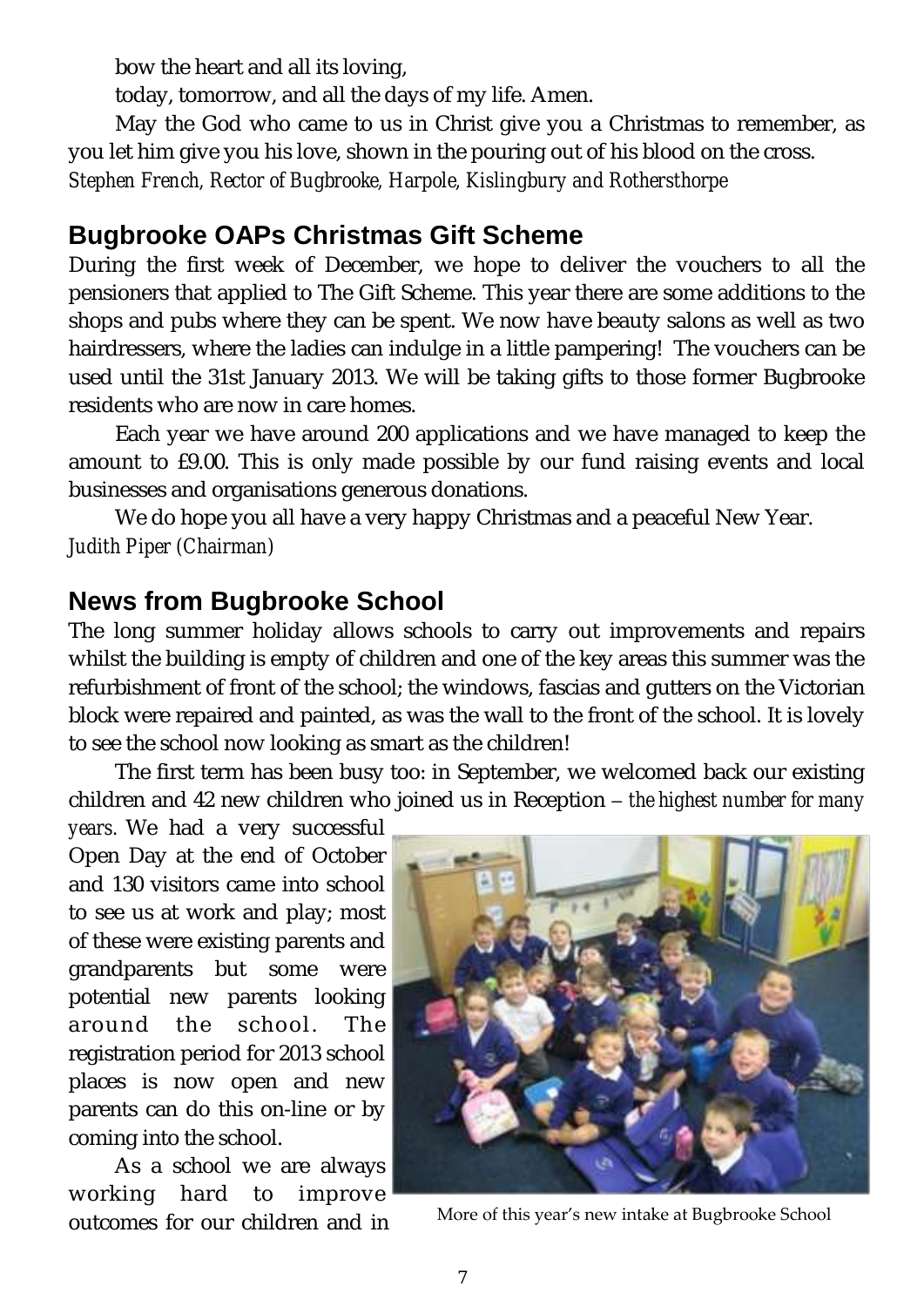bow the heart and all its loving,

today, tomorrow, and all the days of my life. Amen.

May the God who came to us in Christ give you a Christmas to remember, as you let him give you his love, shown in the pouring out of his blood on the cross.

*Stephen French, Rector of Bugbrooke, Harpole, Kislingbury and Rothersthorpe*

## Bugbrooke OAPs Christmas Gift Scheme

During the first week of December, we hope to deliver the vouchers to all the pensioners that applied to The Gift Scheme. This year there are some additions to the shops and pubs where they can be spent. We now have beauty salons as well as two hairdressers, where the ladies can indulge in a little pampering! The vouchers can be used until the 31st January 2013. We will be taking gifts to those former Bugbrooke residents who are now in care homes.

Each year we have around 200 applications and we have managed to keep the amount to £9.00. This is only made possible by our fund raising events and local businesses and organisations generous donations.

We do hope you all have a very happy Christmas and a peaceful New Year.

*Judith Piper (Chairman)*

## News from Bugbrooke School

The long summer holiday allows schools to carry out improvements and repairs whilst the building is empty of children and one of the key areas this summer was the refurbishment of front of the school; the windows, fascias and gutters on the Victorian block were repaired and painted, as was the wall to the front of the school. It is lovely to see the school now looking as smart as the children!

The first term has been busy too: in September, we welcomed back our existing children and 42 new children who joined us in Reception – *the highest number for many years*. We had a very successful Open Day at the end of October and 130 visitors came into school to see us at work and play; most of these were existing parents and grandparents but some were potential new parents looking around the school. The registration period for 2013 school places is now open and new parents can do this on-line or by coming into the school.

More of this year's new intake at Bugbrooke School

As a school we are always working hard to improve outcomes for our children and in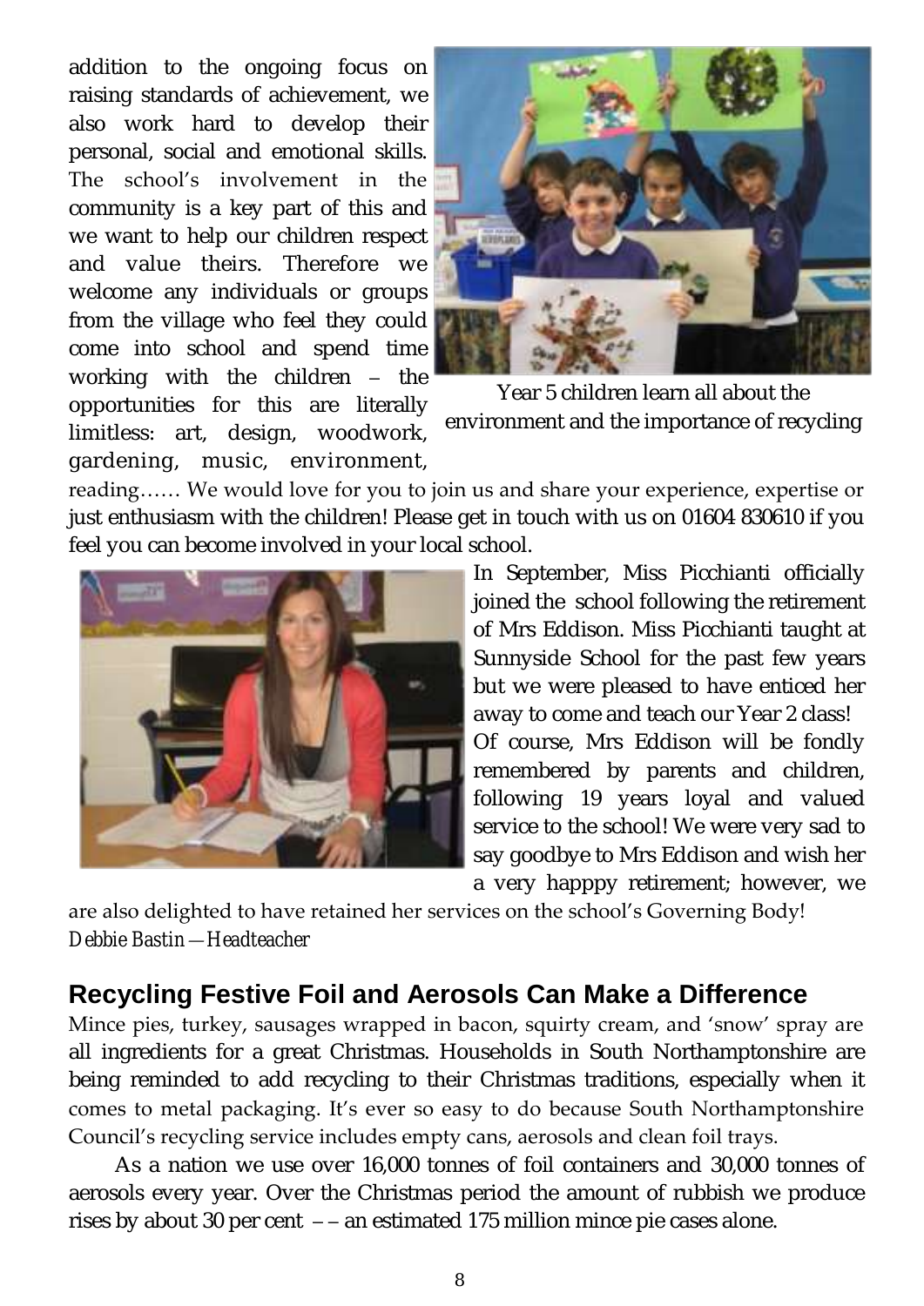addition to the ongoing focus on raising standards of achievement, we also work hard to develop their personal, social and emotional skills. The school's involvement in the community is a key part of this and we want to help our children respect and value theirs. Therefore we welcome any individuals or groups from the village who feel they could come into school and spend time working with the children – the opportunities for this are literally limitless: art, design, woodwork, gardening, music, environment, reading…… We would love for you to join us and share your experience, expertise or just enthusiasm with the children! Please get in touch with us on 01604 830610 if you feel you can become involved in your local school.

Year 5 children learn all about the environment and the importance of recycling

In September, Miss Picchianti officially joined the school following the retirement of Mrs Eddison. Miss Picchianti taught at Sunnyside School for the past few years but we were pleased to have enticed her away to come and teach our Year 2 class!

Of course, Mrs Eddison will be fondly remembered by parents and children, following 19 years loyal and valued service to the school! We were very sad to say goodbye to Mrs Eddison and wish her a very happpy retirement; however, we are also delighted to have retained her services on the school's Governing Body!

*Debbie Bastin —Headteacher*

## Recycling Festive Foil and Aerosols Can Make a Difference

Mince pies, turkey, sausages wrapped in bacon, squirty cream, and 'snow' spray are all ingredients for a great Christmas. Households in South Northamptonshire are being reminded to add recycling to their Christmas traditions, especially when it comes to metal packaging. It's ever so easy to do because South Northamptonshire Council's recycling service includes empty cans, aerosols and clean foil trays.

As a nation we use over 16,000 tonnes of foil containers and 30,000 tonnes of aerosols every year. Over the Christmas period the amount of rubbish we produce rises by about 30 per cent – – an estimated 175 million mince pie cases alone.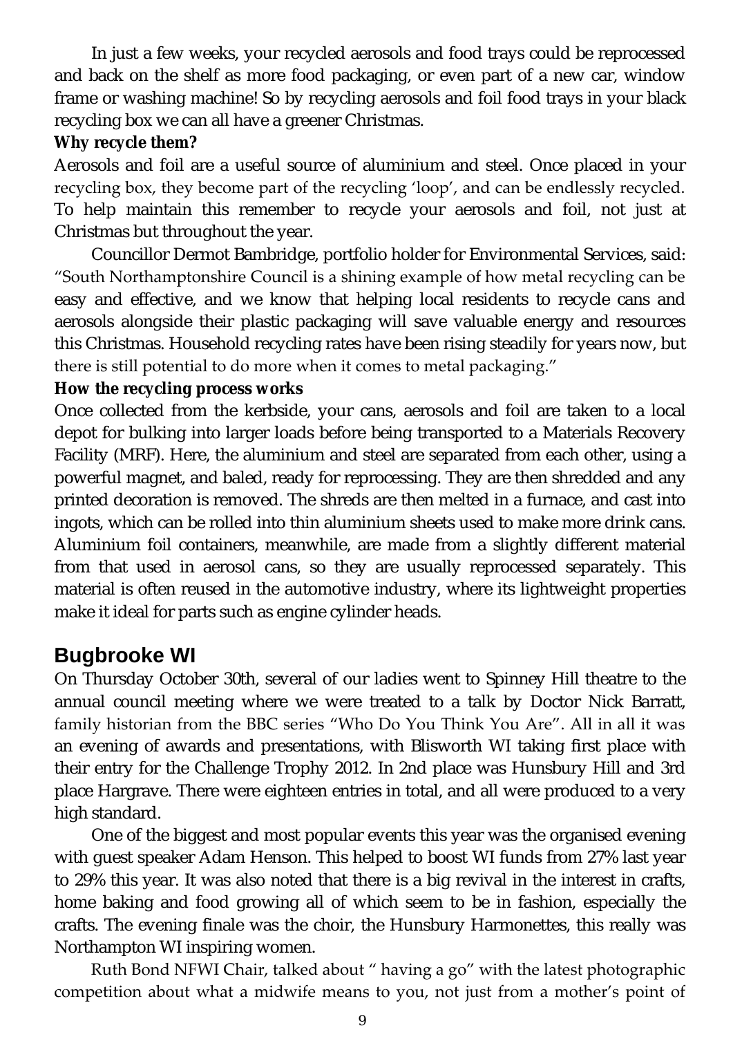In just a few weeks, your recycled aerosols and food trays could be reprocessed and back on the shelf as more food packaging, or even part of a new car, window frame or washing machine! So by recycling aerosols and foil food trays in your black recycling box we can all have a greener Christmas.

**Why recycle them?**

Aerosols and foil are a useful source of aluminium and steel. Once placed in your recycling box, they become part of the recycling 'loop', and can be endlessly recycled. To help maintain this remember to recycle your aerosols and foil, not just at Christmas but throughout the year.

Councillor Dermot Bambridge, portfolio holder for Environmental Services, said: "South Northamptonshire Council is a shining example of how metal recycling can be easy and effective, and we know that helping local residents to recycle cans and aerosols alongside their plastic packaging will save valuable energy and resources this Christmas. Household recycling rates have been rising steadily for years now, but there is still potential to do more when it comes to metal packaging."

**How the recycling process works**

Once collected from the kerbside, your cans, aerosols and foil are taken to a local depot for bulking into larger loads before being transported to a Materials Recovery Facility (MRF). Here, the aluminium and steel are separated from each other, using a powerful magnet, and baled, ready for reprocessing. They are then shredded and any printed decoration is removed. The shreds are then melted in a furnace, and cast into ingots, which can be rolled into thin aluminium sheets used to make more drink cans. Aluminium foil containers, meanwhile, are made from a slightly different material from that used in aerosol cans, so they are usually reprocessed separately. This material is often reused in the automotive industry, where its lightweight properties make it ideal for parts such as engine cylinder heads.

## Bugbrooke WI

On Thursday October 30th, several of our ladies went to Spinney Hill theatre to the annual council meeting where we were treated to a talk by Doctor Nick Barratt, family historian from the BBC series "Who Do You Think You Are". All in all it was an evening of awards and presentations, with Blisworth WI taking first place with their entry for the Challenge Trophy 2012. In 2nd place was Hunsbury Hill and 3rd place Hargrave. There were eighteen entries in total, and all were produced to a very high standard.

One of the biggest and most popular events this year was the organised evening with guest speaker Adam Henson. This helped to boost WI funds from 27% last year to 29% this year. It was also noted that there is a big revival in the interest in crafts, home baking and food growing all of which seem to be in fashion, especially the crafts. The evening finale was the choir, the Hunsbury Harmonettes, this really was Northampton WI inspiring women.

Ruth Bond NFWI Chair, talked about " having a go" with the latest photographic competition about what a midwife means to you, not just from a mother's point of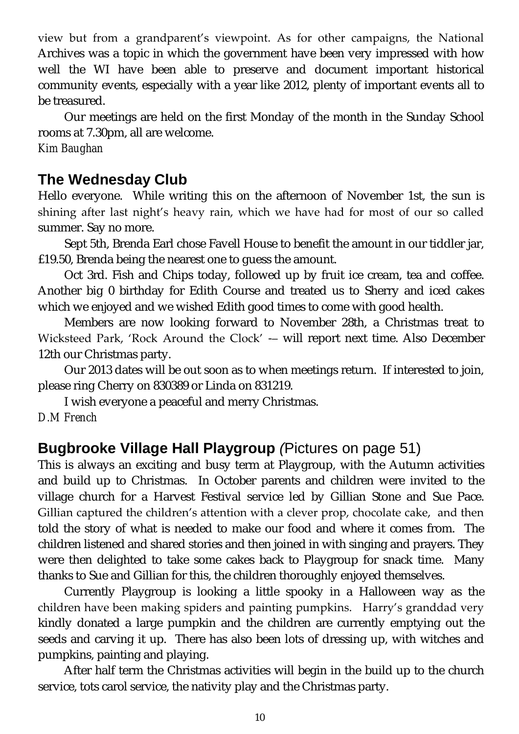view but from a grandparent's viewpoint. As for other campaigns, the National Archives was a topic in which the government have been very impressed with how well the WI have been able to preserve and document important historical community events, especially with a year like 2012, plenty of important events all to be treasured.

Our meetings are held on the first Monday of the month in the Sunday School rooms at 7.30pm, all are welcome.

*Kim Baughan*

## The Wednesday Club

Hello everyone. While writing this on the afternoon of November 1st, the sun is shining after last night's heavy rain, which we have had for most of our so called summer. Say no more.

Sept 5th, Brenda Earl chose Favell House to benefit the amount in our tiddler jar, £19.50, Brenda being the nearest one to guess the amount.

Oct 3rd. Fish and Chips today, followed up by fruit ice cream, tea and coffee. Another big 0 birthday for Edith Course and treated us to Sherry and iced cakes which we enjoyed and we wished Edith good times to come with good health.

Members are now looking forward to November 28th, a Christmas treat to Wicksteed Park, 'Rock Around the Clock' -– will report next time. Also December 12th our Christmas party.

Our 2013 dates will be out soon as to when meetings return. If interested to join, please ring Cherry on 830389 or Linda on 831219.

I wish everyone a peaceful and merry Christmas.

*D.M French*

## Bugbrooke Village Hall Playgroup *(*Pictures on page 51)

This is always an exciting and busy term at Playgroup, with the Autumn activities and build up to Christmas. In October parents and children were invited to the village church for a Harvest Festival service led by Gillian Stone and Sue Pace. Gillian captured the children's attention with a clever prop, chocolate cake, and then told the story of what is needed to make our food and where it comes from. The children listened and shared stories and then joined in with singing and prayers. They were then delighted to take some cakes back to Playgroup for snack time. Many thanks to Sue and Gillian for this, the children thoroughly enjoyed themselves.

Currently Playgroup is looking a little spooky in a Halloween way as the children have been making spiders and painting pumpkins. Harry's granddad very kindly donated a large pumpkin and the children are currently emptying out the seeds and carving it up. There has also been lots of dressing up, with witches and pumpkins, painting and playing.

After half term the Christmas activities will begin in the build up to the church service, tots carol service, the nativity play and the Christmas party.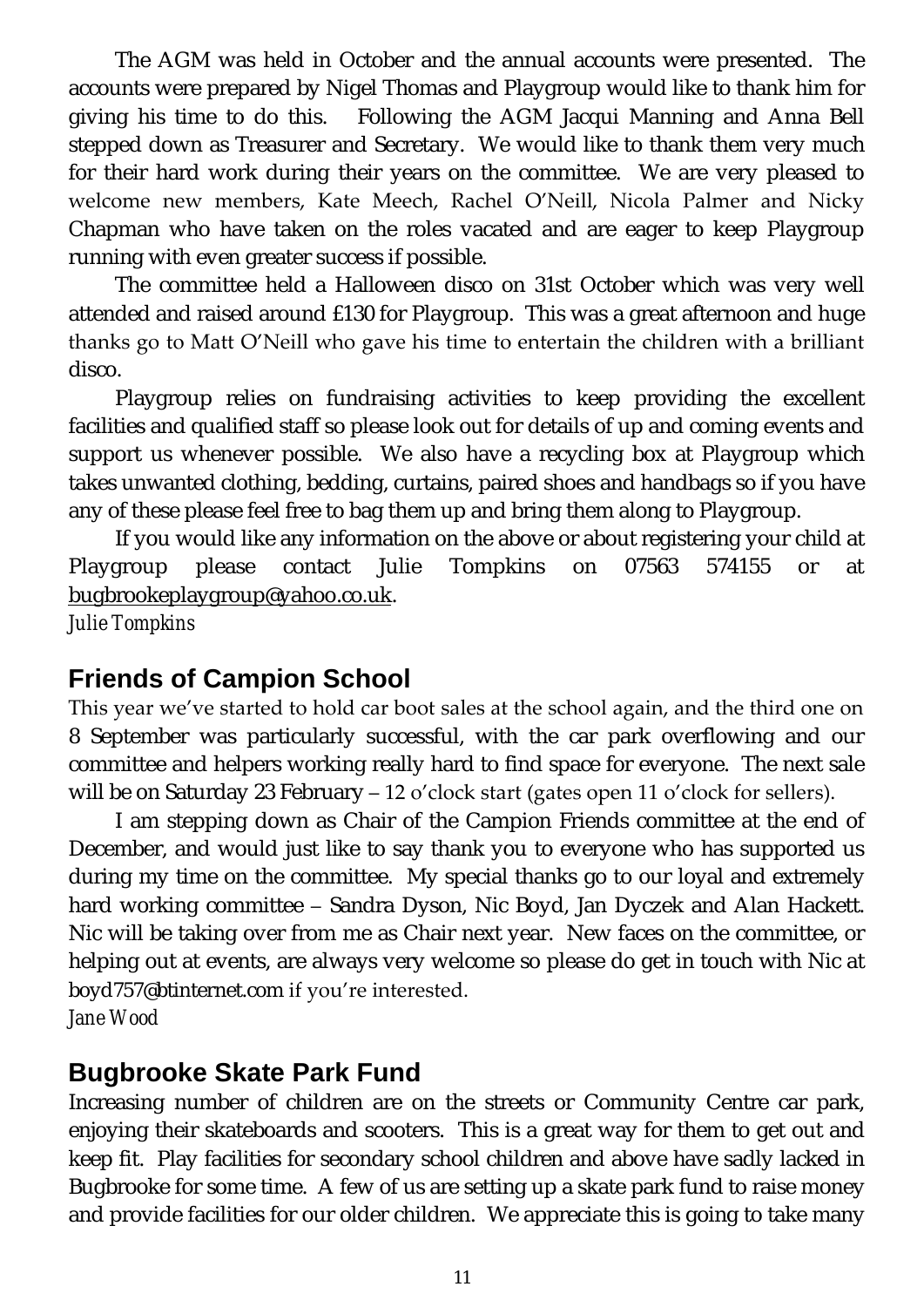The AGM was held in October and the annual accounts were presented. The accounts were prepared by Nigel Thomas and Playgroup would like to thank him for giving his time to do this. Following the AGM Jacqui Manning and Anna Bell stepped down as Treasurer and Secretary. We would like to thank them very much for their hard work during their years on the committee. We are very pleased to welcome new members, Kate Meech, Rachel O'Neill, Nicola Palmer and Nicky Chapman who have taken on the roles vacated and are eager to keep Playgroup running with even greater success if possible.

The committee held a Halloween disco on 31st October which was very well attended and raised around £130 for Playgroup. This was a great afternoon and huge thanks go to Matt O'Neill who gave his time to entertain the children with a brilliant disco.

Playgroup relies on fundraising activities to keep providing the excellent facilities and qualified staff so please look out for details of up and coming events and support us whenever possible. We also have a recycling box at Playgroup which takes unwanted clothing, bedding, curtains, paired shoes and handbags so if you have any of these please feel free to bag them up and bring them along to Playgroup.

If you would like any information on the above or about registering your child at Playgroup please contact Julie Tompkins on 07563 574155 or at bugbrookeplaygroup@yahoo.co.uk.

*Julie Tompkins*

## Friends of Campion School

This year we've started to hold car boot sales at the school again, and the third one on 8 September was particularly successful, with the car park overflowing and our committee and helpers working really hard to find space for everyone. The next sale will be on Saturday 23 February – 12 o'clock start (gates open 11 o'clock for sellers).

I am stepping down as Chair of the Campion Friends committee at the end of December, and would just like to say thank you to everyone who has supported us during my time on the committee. My special thanks go to our loyal and extremely hard working committee – Sandra Dyson, Nic Boyd, Jan Dyczek and Alan Hackett. Nic will be taking over from me as Chair next year. New faces on the committee, or helping out at events, are always very welcome so please do get in touch with Nic at boyd757@btinternet.com if you're interested.

*Jane Wood*

## Bugbrooke Skate Park Fund

Increasing number of children are on the streets or Community Centre car park, enjoying their skateboards and scooters. This is a great way for them to get out and keep fit. Play facilities for secondary school children and above have sadly lacked in Bugbrooke for some time. A few of us are setting up a skate park fund to raise money and provide facilities for our older children. We appreciate this is going to take many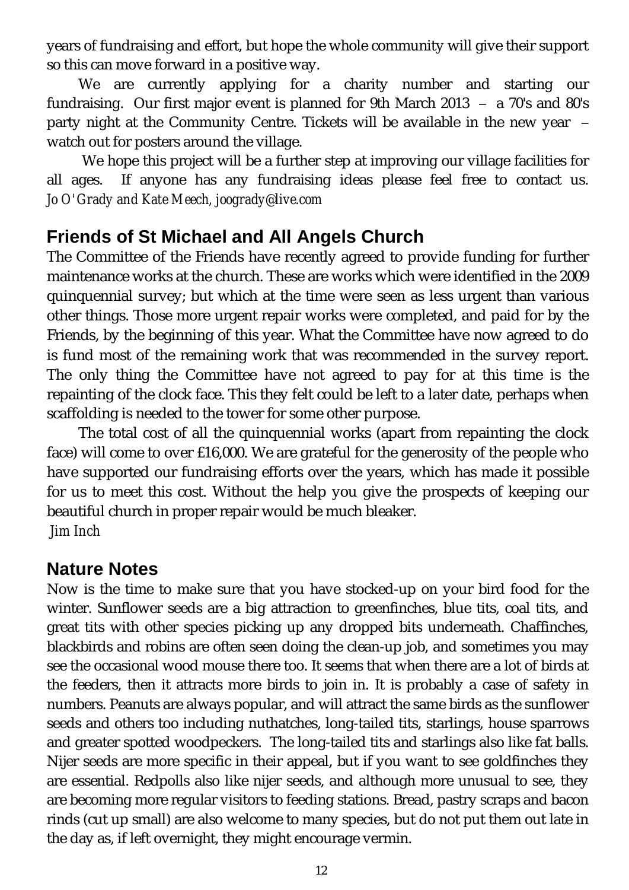years of fundraising and effort, but hope the whole community will give their support so this can move forward in a positive way.

We are currently applying for a charity number and starting our fundraising. Our first major event is planned for 9th March 2013 – a 70's and 80's party night at the Community Centre. Tickets will be available in the new year – watch out for posters around the village.

We hope this project will be a further step at improving our village facilities for all ages. If anyone has any fundraising ideas please feel free to contact us. *Jo O'Grady and Kate Meech, joogrady@live.com*

## Friends of St Michael and All Angels Church

The Committee of the Friends have recently agreed to provide funding for further maintenance works at the church. These are works which were identified in the 2009 quinquennial survey; but which at the time were seen as less urgent than various other things. Those more urgent repair works were completed, and paid for by the Friends, by the beginning of this year. What the Committee have now agreed to do is fund most of the remaining work that was recommended in the survey report. The only thing the Committee have not agreed to pay for at this time is the repainting of the clock face. This they felt could be left to a later date, perhaps when scaffolding is needed to the tower for some other purpose.

The total cost of all the quinquennial works (apart from repainting the clock face) will come to over £16,000. We are grateful for the generosity of the people who have supported our fundraising efforts over the years, which has made it possible for us to meet this cost. Without the help you give the prospects of keeping our beautiful church in proper repair would be much bleaker.

*Jim Inch*

## Nature Notes

Now is the time to make sure that you have stocked-up on your bird food for the winter. Sunflower seeds are a big attraction to greenfinches, blue tits, coal tits, and great tits with other species picking up any dropped bits underneath. Chaffinches, blackbirds and robins are often seen doing the clean-up job, and sometimes you may see the occasional wood mouse there too. It seems that when there are a lot of birds at the feeders, then it attracts more birds to join in. It is probably a case of safety in numbers. Peanuts are always popular, and will attract the same birds as the sunflower seeds and others too including nuthatches, long-tailed tits, starlings, house sparrows and greater spotted woodpeckers. The long-tailed tits and starlings also like fat balls. Nijer seeds are more specific in their appeal, but if you want to see goldfinches they are essential. Redpolls also like nijer seeds, and although more unusual to see, they are becoming more regular visitors to feeding stations. Bread, pastry scraps and bacon rinds (cut up small) are also welcome to many species, but do not put them out late in the day as, if left overnight, they might encourage vermin.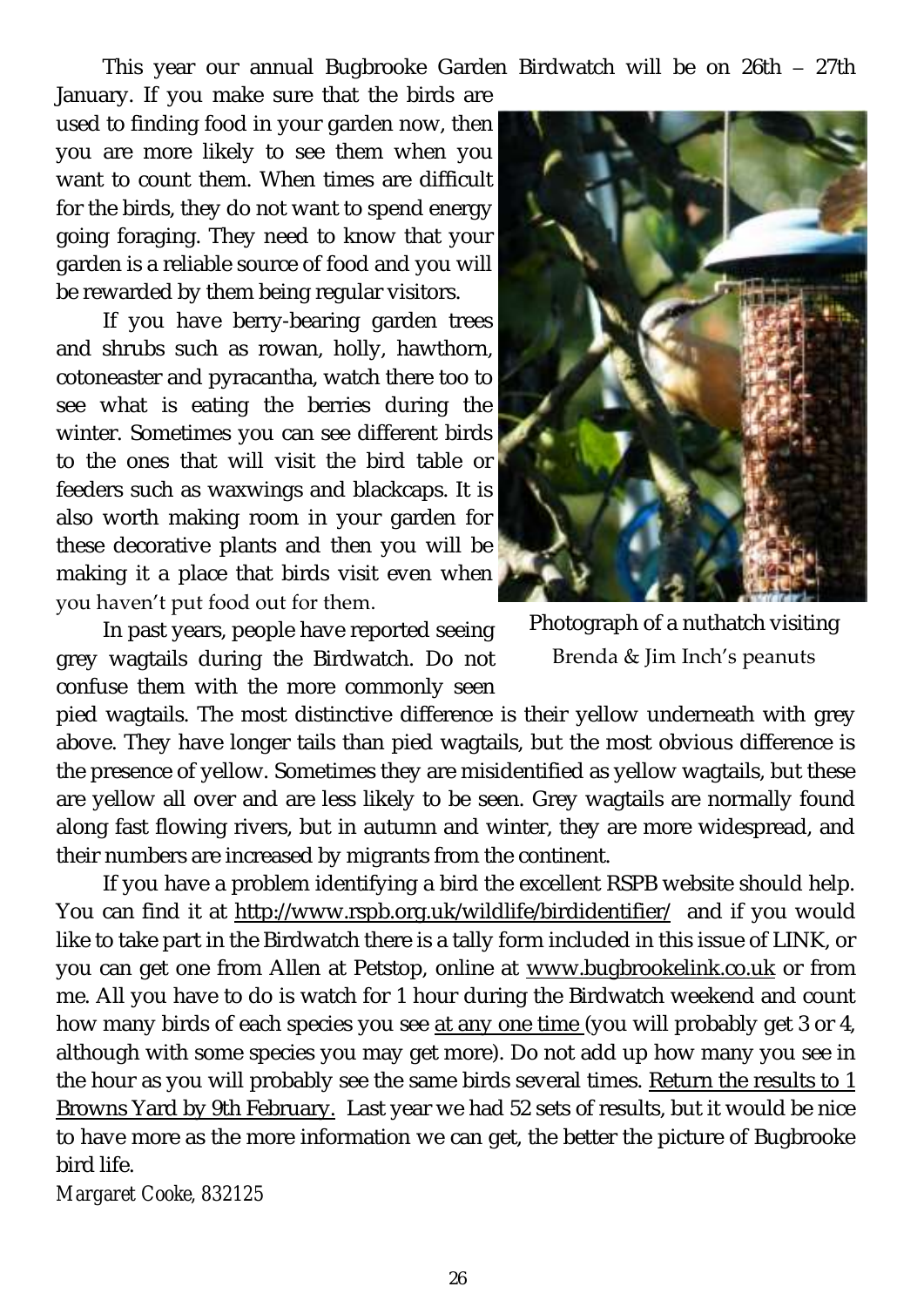This year our annual Bugbrooke Garden Birdwatch will be on 26th – 27th January. If you make sure that the birds are used to finding food in your garden now, then you are more likely to see them when you want to count them. When times are difficult for the birds, they do not want to spend energy going foraging. They need to know that your garden is a reliable source of food and you will be rewarded by them being regular visitors.

If you have berry-bearing garden trees and shrubs such as rowan, holly, hawthorn, cotoneaster and pyracantha, watch there too to see what is eating the berries during the winter. Sometimes you can see different birds to the ones that will visit the bird table or feeders such as waxwings and blackcaps. It is also worth making room in your garden for these decorative plants and then you will be making it a place that birds visit even when you haven't put food out for them.

Photograph of a nuthatch visiting Brenda & Jim Inch's peanuts

In past years, people have reported seeing grey wagtails during the Birdwatch. Do not confuse them with the more commonly seen pied wagtails. The most distinctive difference is their yellow underneath with grey above. They have longer tails than pied wagtails, but the most obvious difference is the presence of yellow. Sometimes they are misidentified as yellow wagtails, but these are yellow all over and are less likely to be seen. Grey wagtails are normally found along fast flowing rivers, but in autumn and winter, they are more widespread, and their numbers are increased by migrants from the continent.

If you have a problem identifying a bird the excellent RSPB website should help. You can find it at http://www.rspb.org.uk/wildlife/birdidentifier/ and if you would like to take part in the Birdwatch there is a tally form included in this issue of LINK, or you can get one from Allen at Petstop, online at www.bugbrookelink.co.uk or from me. All you have to do is watch for 1 hour during the Birdwatch weekend and count how many birds of each species you see at any one time (you will probably get 3 or 4, although with some species you may get more). Do not add up how many you see in the hour as you will probably see the same birds several times. Return the results to 1 Browns Yard by 9th February. Last year we had 52 sets of results, but it would be nice to have more as the more information we can get, the better the picture of Bugbrooke bird life.

*Margaret Cooke, 832125*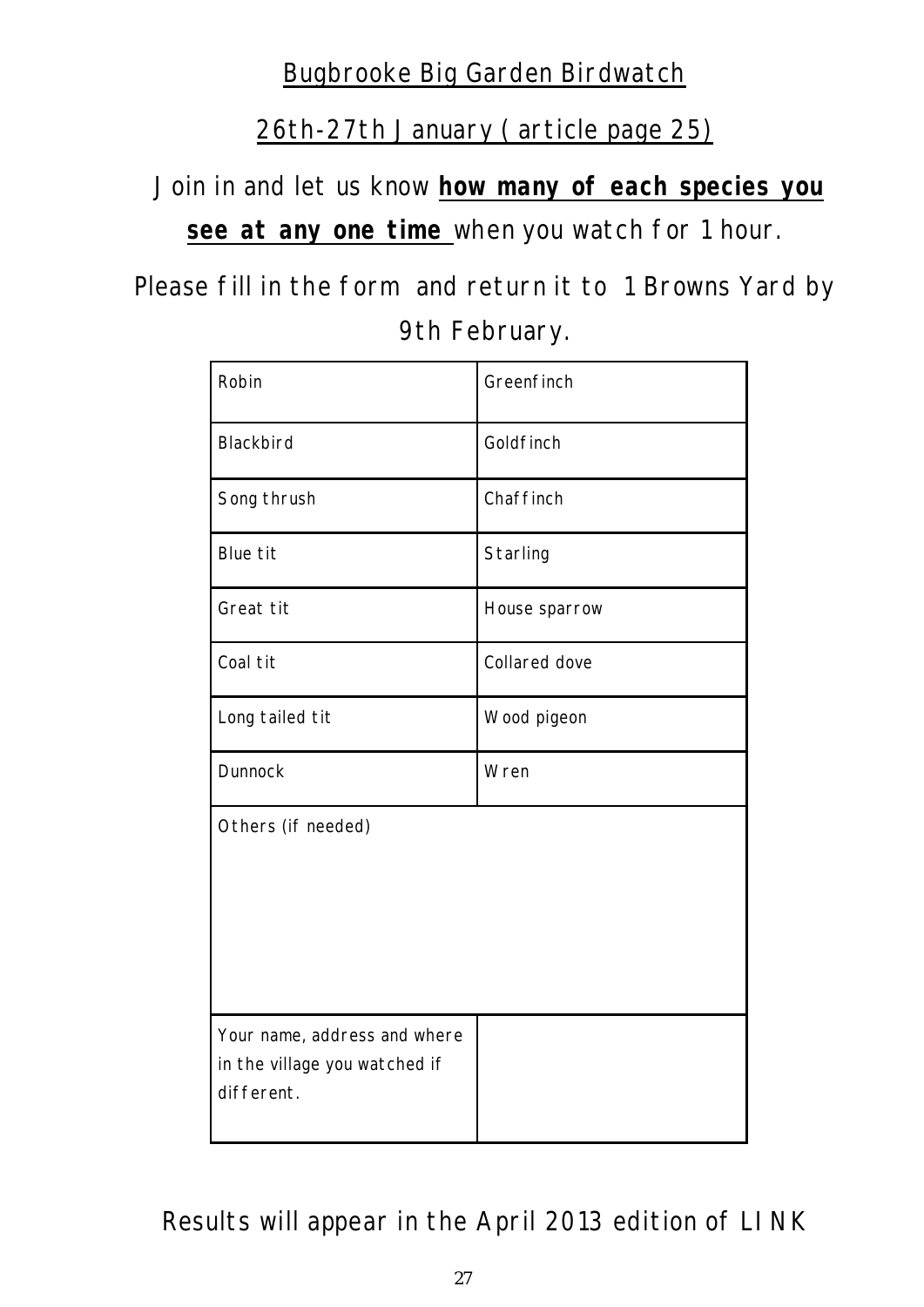## Bugbrooke Big Garden Birdwatch

## 26th-27th January (article page 25)

Join in and let us know **how many of each species you see at any one time** when you watch for 1 hour.

Please fill in the form and return it to 1 Browns Yard by 9th February.

| | |
|---|---|
| Robin | Greenfinch |
| Blackbird | Goldfinch |
| Song thrush | Chaffinch |
| Blue tit | Starling |
| Great tit | House sparrow |
| Coal tit | Collared dove |
| Long tailed tit | Wood pigeon |
| Dunnock | Wren |
| Others (if needed) | |
| Your name, address and where in the village you watched if different. | |

Results will appear in the April 2013 edition of LINK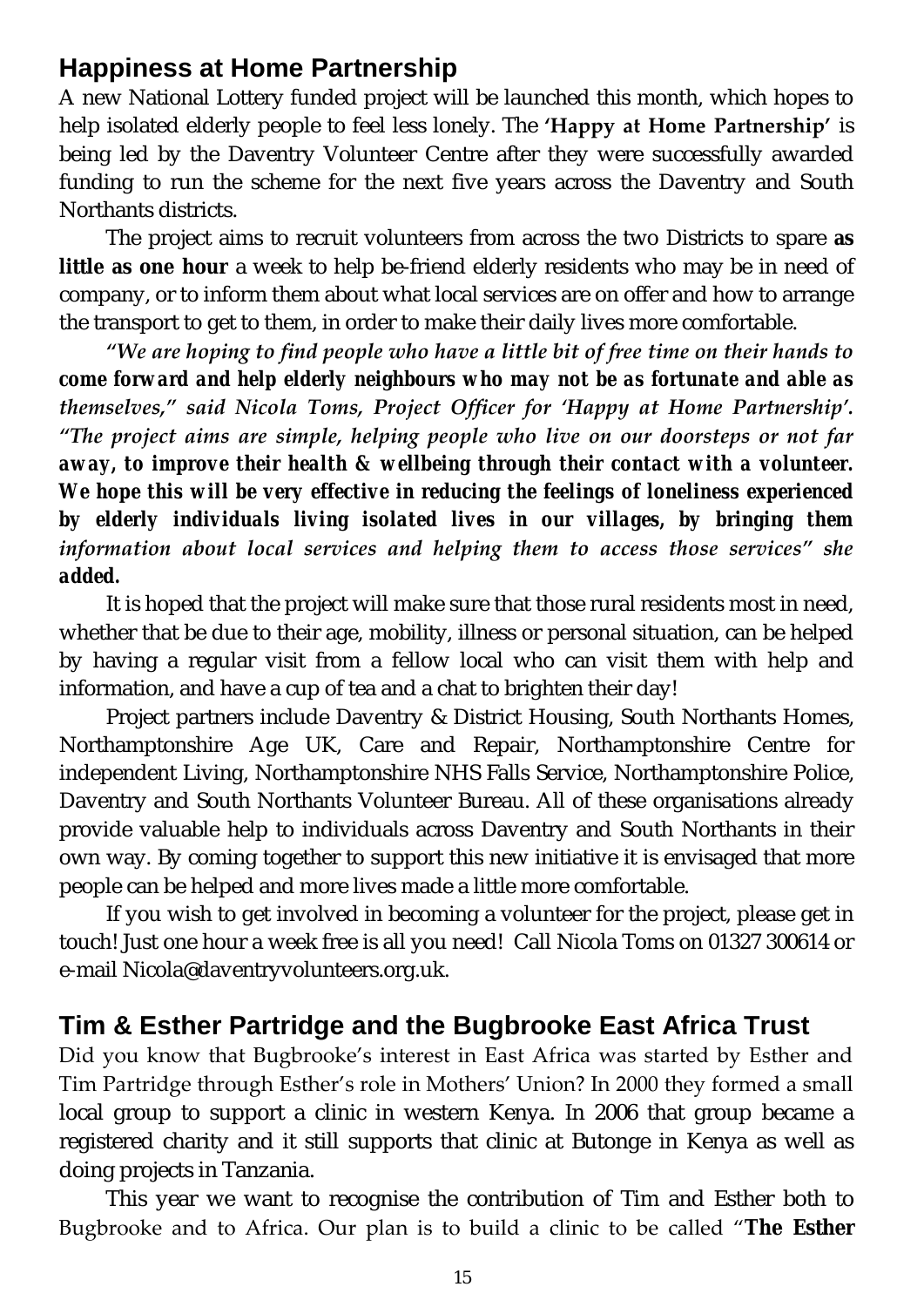## Happiness at Home Partnership

A new National Lottery funded project will be launched this month, which hopes to help isolated elderly people to feel less lonely. The **'Happy at Home Partnership'** is being led by the Daventry Volunteer Centre after they were successfully awarded funding to run the scheme for the next five years across the Daventry and South Northants districts.

The project aims to recruit volunteers from across the two Districts to spare **as little as one hour** a week to help be-friend elderly residents who may be in need of company, or to inform them about what local services are on offer and how to arrange the transport to get to them, in order to make their daily lives more comfortable.

***"We are hoping to find people who have a little bit of free time on their hands to come forward and help elderly neighbours who may not be as fortunate and able as themselves," said Nicola Toms, Project Officer for 'Happy at Home Partnership'. "The project aims are simple, helping people who live on our doorsteps or not far away, to improve their health & wellbeing through their contact with a volunteer. We hope this will be very effective in reducing the feelings of loneliness experienced by elderly individuals living isolated lives in our villages, by bringing them information about local services and helping them to access those services" she added.***

It is hoped that the project will make sure that those rural residents most in need, whether that be due to their age, mobility, illness or personal situation, can be helped by having a regular visit from a fellow local who can visit them with help and information, and have a cup of tea and a chat to brighten their day!

Project partners include Daventry & District Housing, South Northants Homes, Northamptonshire Age UK, Care and Repair, Northamptonshire Centre for independent Living, Northamptonshire NHS Falls Service, Northamptonshire Police, Daventry and South Northants Volunteer Bureau. All of these organisations already provide valuable help to individuals across Daventry and South Northants in their own way. By coming together to support this new initiative it is envisaged that more people can be helped and more lives made a little more comfortable.

If you wish to get involved in becoming a volunteer for the project, please get in touch! Just one hour a week free is all you need! Call Nicola Toms on 01327 300614 or e-mail Nicola@daventryvolunteers.org.uk.

## Tim & Esther Partridge and the Bugbrooke East Africa Trust

Did you know that Bugbrooke's interest in East Africa was started by Esther and Tim Partridge through Esther's role in Mothers' Union? In 2000 they formed a small local group to support a clinic in western Kenya. In 2006 that group became a registered charity and it still supports that clinic at Butonge in Kenya as well as doing projects in Tanzania.

This year we want to recognise the contribution of Tim and Esther both to Bugbrooke and to Africa. Our plan is to build a clinic to be called "**The Esther**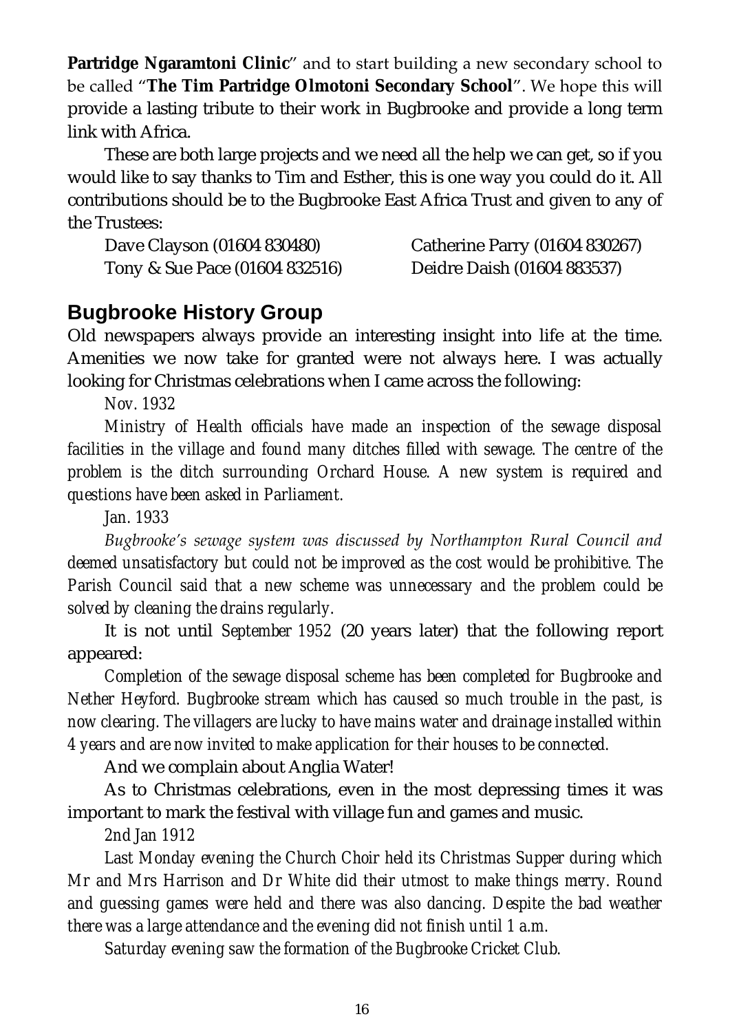**Partridge Ngaramtoni Clinic**" and to start building a new secondary school to be called "**The Tim Partridge Olmotoni Secondary School**". We hope this will provide a lasting tribute to their work in Bugbrooke and provide a long term link with Africa.

These are both large projects and we need all the help we can get, so if you would like to say thanks to Tim and Esther, this is one way you could do it. All contributions should be to the Bugbrooke East Africa Trust and given to any of the Trustees:

Dave Clayson (01604 830480)
Catherine Parry (01604 830267)
Tony & Sue Pace (01604 832516)
Deidre Daish (01604 883537)

## Bugbrooke History Group

Old newspapers always provide an interesting insight into life at the time. Amenities we now take for granted were not always here. I was actually looking for Christmas celebrations when I came across the following:

*Nov. 1932*

*Ministry of Health officials have made an inspection of the sewage disposal facilities in the village and found many ditches filled with sewage. The centre of the problem is the ditch surrounding Orchard House. A new system is required and questions have been asked in Parliament.*

*Jan. 1933*

*Bugbrooke's sewage system was discussed by Northampton Rural Council and deemed unsatisfactory but could not be improved as the cost would be prohibitive. The Parish Council said that a new scheme was unnecessary and the problem could be solved by cleaning the drains regularly.*

It is not until *September 1952* (20 years later) that the following report appeared:

*Completion of the sewage disposal scheme has been completed for Bugbrooke and Nether Heyford. Bugbrooke stream which has caused so much trouble in the past, is now clearing. The villagers are lucky to have mains water and drainage installed within 4 years and are now invited to make application for their houses to be connected.*

And we complain about Anglia Water!

As to Christmas celebrations, even in the most depressing times it was important to mark the festival with village fun and games and music.

*2nd Jan 1912*

*Last Monday evening the Church Choir held its Christmas Supper during which Mr and Mrs Harrison and Dr White did their utmost to make things merry. Round and guessing games were held and there was also dancing. Despite the bad weather there was a large attendance and the evening did not finish until 1 a.m.*

*Saturday evening saw the formation of the Bugbrooke Cricket Club.*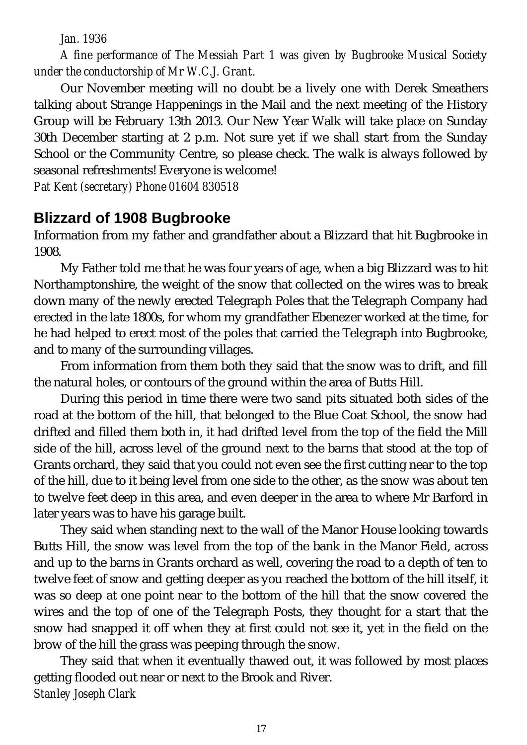*Jan. 1936*

*A fine performance of The Messiah Part 1 was given by Bugbrooke Musical Society under the conductorship of Mr W.C.J. Grant.*

Our November meeting will no doubt be a lively one with Derek Smeathers talking about Strange Happenings in the Mail and the next meeting of the History Group will be February 13th 2013. Our New Year Walk will take place on Sunday 30th December starting at 2 p.m. Not sure yet if we shall start from the Sunday School or the Community Centre, so please check. The walk is always followed by seasonal refreshments! Everyone is welcome!

*Pat Kent (secretary) Phone 01604 830518*

## Blizzard of 1908 Bugbrooke

Information from my father and grandfather about a Blizzard that hit Bugbrooke in 1908.

My Father told me that he was four years of age, when a big Blizzard was to hit Northamptonshire, the weight of the snow that collected on the wires was to break down many of the newly erected Telegraph Poles that the Telegraph Company had erected in the late 1800s, for whom my grandfather Ebenezer worked at the time, for he had helped to erect most of the poles that carried the Telegraph into Bugbrooke, and to many of the surrounding villages.

From information from them both they said that the snow was to drift, and fill the natural holes, or contours of the ground within the area of Butts Hill.

During this period in time there were two sand pits situated both sides of the road at the bottom of the hill, that belonged to the Blue Coat School, the snow had drifted and filled them both in, it had drifted level from the top of the field the Mill side of the hill, across level of the ground next to the barns that stood at the top of Grants orchard, they said that you could not even see the first cutting near to the top of the hill, due to it being level from one side to the other, as the snow was about ten to twelve feet deep in this area, and even deeper in the area to where Mr Barford in later years was to have his garage built.

They said when standing next to the wall of the Manor House looking towards Butts Hill, the snow was level from the top of the bank in the Manor Field, across and up to the barns in Grants orchard as well, covering the road to a depth of ten to twelve feet of snow and getting deeper as you reached the bottom of the hill itself, it was so deep at one point near to the bottom of the hill that the snow covered the wires and the top of one of the Telegraph Posts, they thought for a start that the snow had snapped it off when they at first could not see it, yet in the field on the brow of the hill the grass was peeping through the snow.

They said that when it eventually thawed out, it was followed by most places getting flooded out near or next to the Brook and River.

*Stanley Joseph Clark*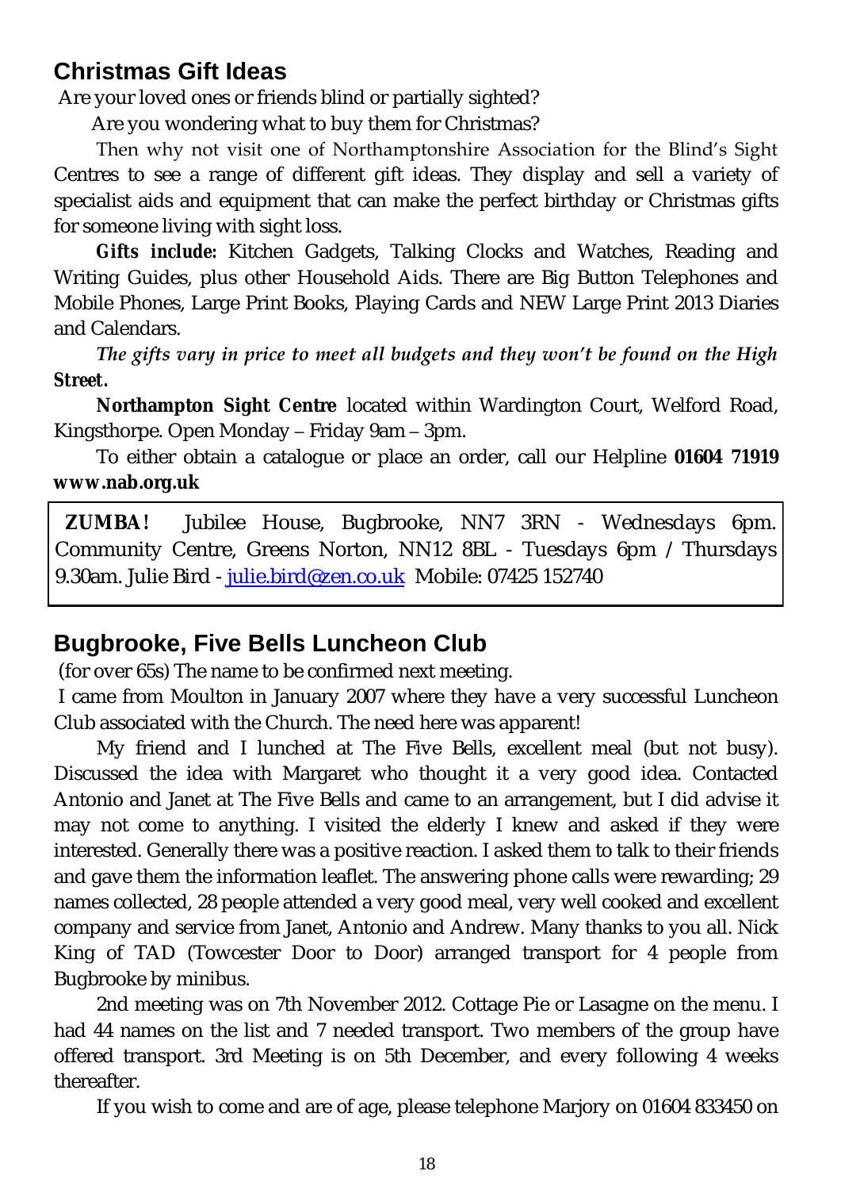## Christmas Gift Ideas

Are your loved ones or friends blind or partially sighted?

Are you wondering what to buy them for Christmas?

Then why not visit one of Northamptonshire Association for the Blind's Sight Centres to see a range of different gift ideas. They display and sell a variety of specialist aids and equipment that can make the perfect birthday or Christmas gifts for someone living with sight loss.

**Gifts include:** Kitchen Gadgets, Talking Clocks and Watches, Reading and Writing Guides, plus other Household Aids. There are Big Button Telephones and Mobile Phones, Large Print Books, Playing Cards and NEW Large Print 2013 Diaries and Calendars.

*The gifts vary in price to meet all budgets and they won't be found on the High* ***Street.***

**Northampton Sight Centre** located within Wardington Court, Welford Road, Kingsthorpe. Open Monday – Friday 9am – 3pm.

To either obtain a catalogue or place an order, call our Helpline **01604 71919** **www.nab.org.uk**

---

**ZUMBA!** Jubilee House, Bugbrooke, NN7 3RN - Wednesdays 6pm. Community Centre, Greens Norton, NN12 8BL - Tuesdays 6pm / Thursdays 9.30am. Julie Bird - julie.bird@zen.co.uk Mobile: 07425 152740

---

## Bugbrooke, Five Bells Luncheon Club

(for over 65s) The name to be confirmed next meeting.

I came from Moulton in January 2007 where they have a very successful Luncheon Club associated with the Church. The need here was apparent!

My friend and I lunched at The Five Bells, excellent meal (but not busy). Discussed the idea with Margaret who thought it a very good idea. Contacted Antonio and Janet at The Five Bells and came to an arrangement, but I did advise it may not come to anything. I visited the elderly I knew and asked if they were interested. Generally there was a positive reaction. I asked them to talk to their friends and gave them the information leaflet. The answering phone calls were rewarding; 29 names collected, 28 people attended a very good meal, very well cooked and excellent company and service from Janet, Antonio and Andrew. Many thanks to you all. Nick King of TAD (Towcester Door to Door) arranged transport for 4 people from Bugbrooke by minibus.

2nd meeting was on 7th November 2012. Cottage Pie or Lasagne on the menu. I had 44 names on the list and 7 needed transport. Two members of the group have offered transport. 3rd Meeting is on 5th December, and every following 4 weeks thereafter.

If you wish to come and are of age, please telephone Marjory on 01604 833450 on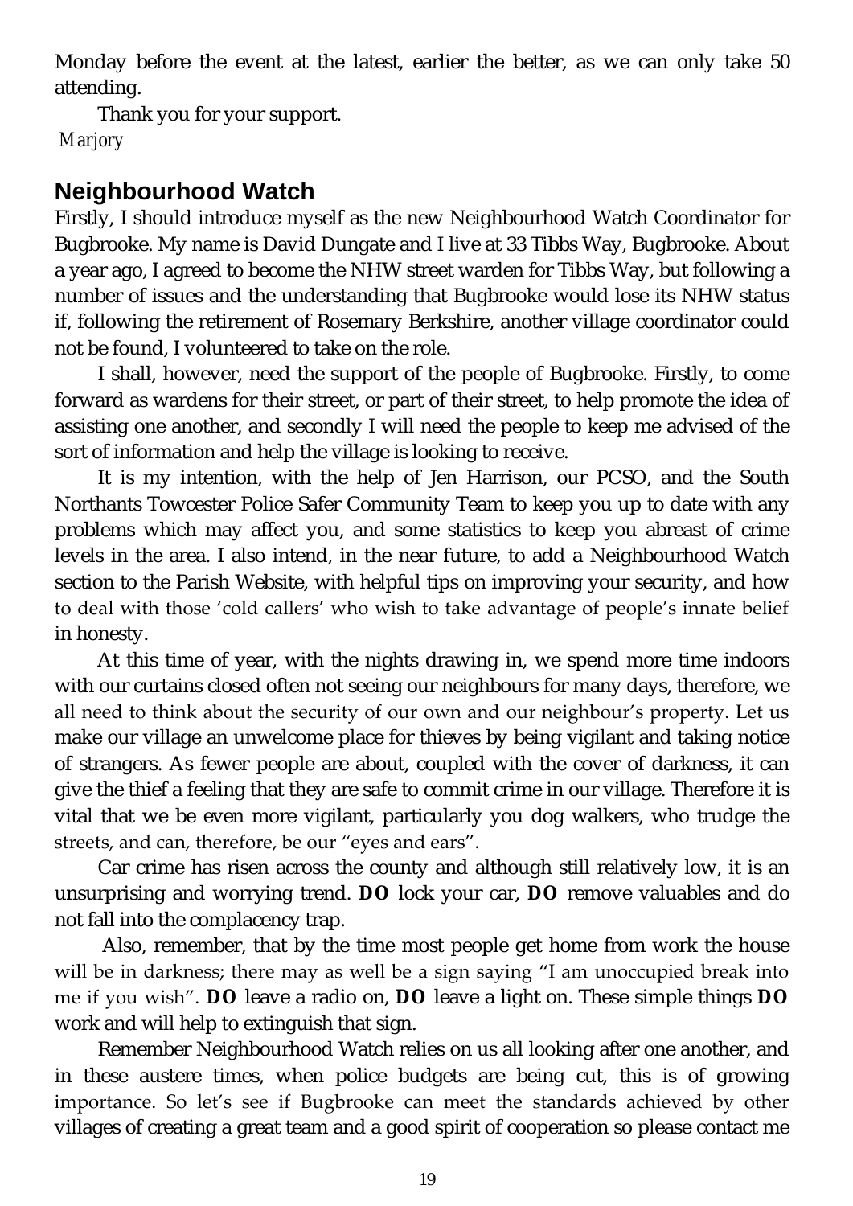Monday before the event at the latest, earlier the better, as we can only take 50 attending.

Thank you for your support.

*Marjory*

## Neighbourhood Watch

Firstly, I should introduce myself as the new Neighbourhood Watch Coordinator for Bugbrooke. My name is David Dungate and I live at 33 Tibbs Way, Bugbrooke. About a year ago, I agreed to become the NHW street warden for Tibbs Way, but following a number of issues and the understanding that Bugbrooke would lose its NHW status if, following the retirement of Rosemary Berkshire, another village coordinator could not be found, I volunteered to take on the role.

I shall, however, need the support of the people of Bugbrooke. Firstly, to come forward as wardens for their street, or part of their street, to help promote the idea of assisting one another, and secondly I will need the people to keep me advised of the sort of information and help the village is looking to receive.

It is my intention, with the help of Jen Harrison, our PCSO, and the South Northants Towcester Police Safer Community Team to keep you up to date with any problems which may affect you, and some statistics to keep you abreast of crime levels in the area. I also intend, in the near future, to add a Neighbourhood Watch section to the Parish Website, with helpful tips on improving your security, and how to deal with those 'cold callers' who wish to take advantage of people's innate belief in honesty.

At this time of year, with the nights drawing in, we spend more time indoors with our curtains closed often not seeing our neighbours for many days, therefore, we all need to think about the security of our own and our neighbour's property. Let us make our village an unwelcome place for thieves by being vigilant and taking notice of strangers. As fewer people are about, coupled with the cover of darkness, it can give the thief a feeling that they are safe to commit crime in our village. Therefore it is vital that we be even more vigilant, particularly you dog walkers, who trudge the streets, and can, therefore, be our "eyes and ears".

Car crime has risen across the county and although still relatively low, it is an unsurprising and worrying trend. **DO** lock your car, **DO** remove valuables and do not fall into the complacency trap.

Also, remember, that by the time most people get home from work the house will be in darkness; there may as well be a sign saying "I am unoccupied break into me if you wish". **DO** leave a radio on, **DO** leave a light on. These simple things **DO** work and will help to extinguish that sign.

Remember Neighbourhood Watch relies on us all looking after one another, and in these austere times, when police budgets are being cut, this is of growing importance. So let's see if Bugbrooke can meet the standards achieved by other villages of creating a great team and a good spirit of cooperation so please contact me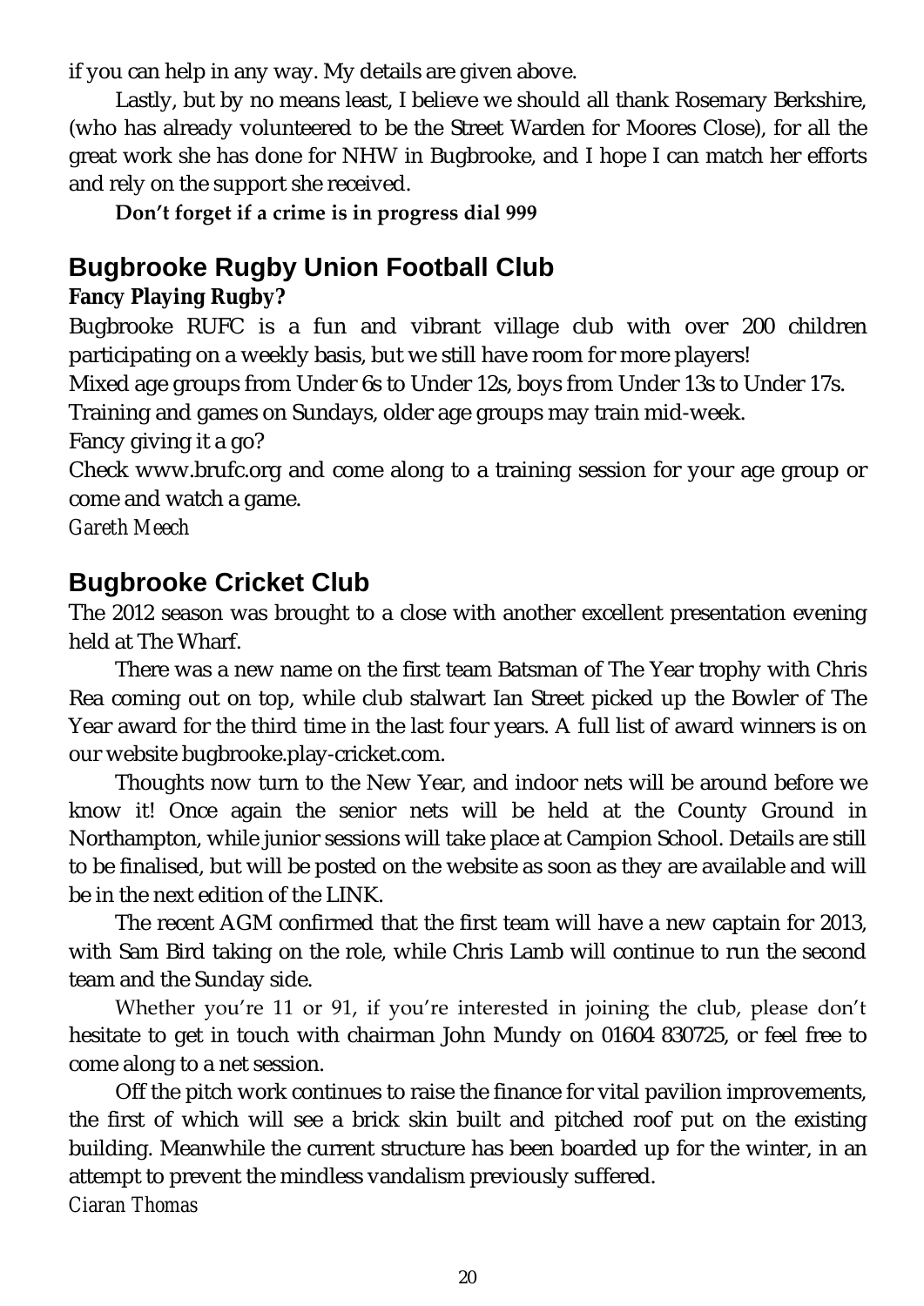if you can help in any way. My details are given above.

Lastly, but by no means least, I believe we should all thank Rosemary Berkshire, (who has already volunteered to be the Street Warden for Moores Close), for all the great work she has done for NHW in Bugbrooke, and I hope I can match her efforts and rely on the support she received.

**Don't forget if a crime is in progress dial 999**

## Bugbrooke Rugby Union Football Club

**Fancy Playing Rugby?**

Bugbrooke RUFC is a fun and vibrant village club with over 200 children participating on a weekly basis, but we still have room for more players!

Mixed age groups from Under 6s to Under 12s, boys from Under 13s to Under 17s.

Training and games on Sundays, older age groups may train mid-week.

Fancy giving it a go?

Check www.brufc.org and come along to a training session for your age group or come and watch a game.

*Gareth Meech*

## Bugbrooke Cricket Club

The 2012 season was brought to a close with another excellent presentation evening held at The Wharf.

There was a new name on the first team Batsman of The Year trophy with Chris Rea coming out on top, while club stalwart Ian Street picked up the Bowler of The Year award for the third time in the last four years. A full list of award winners is on our website bugbrooke.play-cricket.com.

Thoughts now turn to the New Year, and indoor nets will be around before we know it! Once again the senior nets will be held at the County Ground in Northampton, while junior sessions will take place at Campion School. Details are still to be finalised, but will be posted on the website as soon as they are available and will be in the next edition of the LINK.

The recent AGM confirmed that the first team will have a new captain for 2013, with Sam Bird taking on the role, while Chris Lamb will continue to run the second team and the Sunday side.

Whether you're 11 or 91, if you're interested in joining the club, please don't hesitate to get in touch with chairman John Mundy on 01604 830725, or feel free to come along to a net session.

Off the pitch work continues to raise the finance for vital pavilion improvements, the first of which will see a brick skin built and pitched roof put on the existing building. Meanwhile the current structure has been boarded up for the winter, in an attempt to prevent the mindless vandalism previously suffered.

*Ciaran Thomas*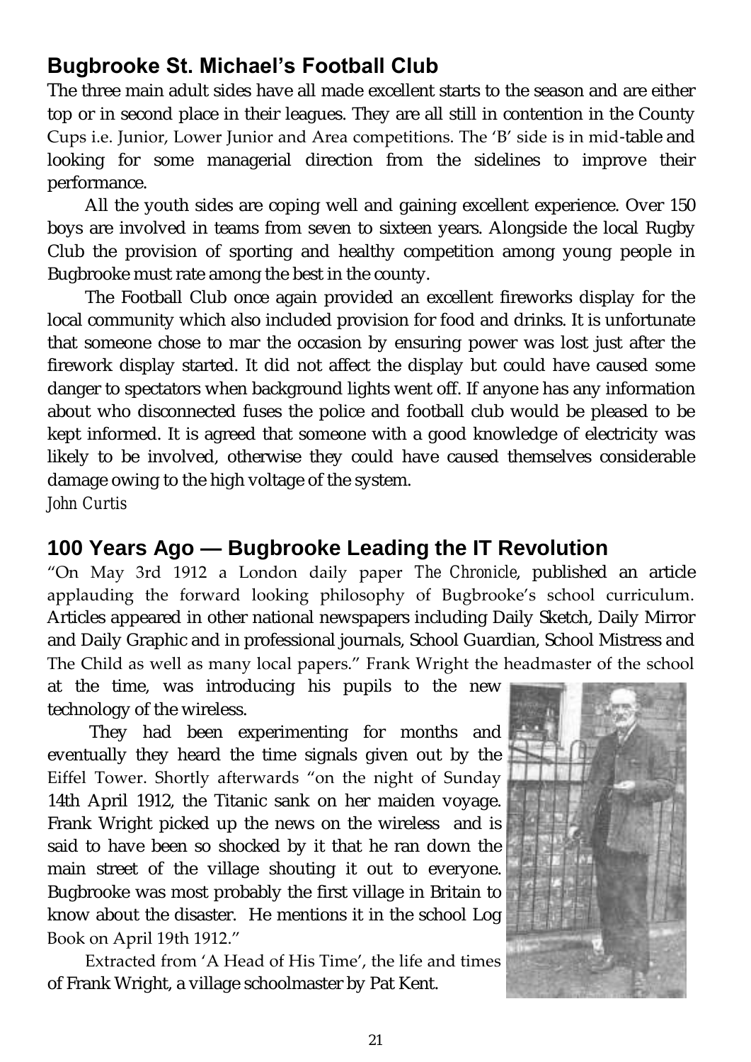## Bugbrooke St. Michael's Football Club

The three main adult sides have all made excellent starts to the season and are either top or in second place in their leagues. They are all still in contention in the County Cups i.e. Junior, Lower Junior and Area competitions. The 'B' side is in mid-table and looking for some managerial direction from the sidelines to improve their performance.

All the youth sides are coping well and gaining excellent experience. Over 150 boys are involved in teams from seven to sixteen years. Alongside the local Rugby Club the provision of sporting and healthy competition among young people in Bugbrooke must rate among the best in the county.

The Football Club once again provided an excellent fireworks display for the local community which also included provision for food and drinks. It is unfortunate that someone chose to mar the occasion by ensuring power was lost just after the firework display started. It did not affect the display but could have caused some danger to spectators when background lights went off. If anyone has any information about who disconnected fuses the police and football club would be pleased to be kept informed. It is agreed that someone with a good knowledge of electricity was likely to be involved, otherwise they could have caused themselves considerable damage owing to the high voltage of the system.

*John Curtis*

## 100 Years Ago — Bugbrooke Leading the IT Revolution

"On May 3rd 1912 a London daily paper *The Chronicle*, published an article applauding the forward looking philosophy of Bugbrooke's school curriculum. Articles appeared in other national newspapers including Daily Sketch, Daily Mirror and Daily Graphic and in professional journals, School Guardian, School Mistress and The Child as well as many local papers." Frank Wright the headmaster of the school at the time, was introducing his pupils to the new technology of the wireless.

They had been experimenting for months and eventually they heard the time signals given out by the Eiffel Tower. Shortly afterwards "on the night of Sunday 14th April 1912, the Titanic sank on her maiden voyage. Frank Wright picked up the news on the wireless and is said to have been so shocked by it that he ran down the main street of the village shouting it out to everyone. Bugbrooke was most probably the first village in Britain to know about the disaster. He mentions it in the school Log Book on April 19th 1912."

Extracted from 'A Head of His Time', the life and times of Frank Wright, a village schoolmaster by Pat Kent.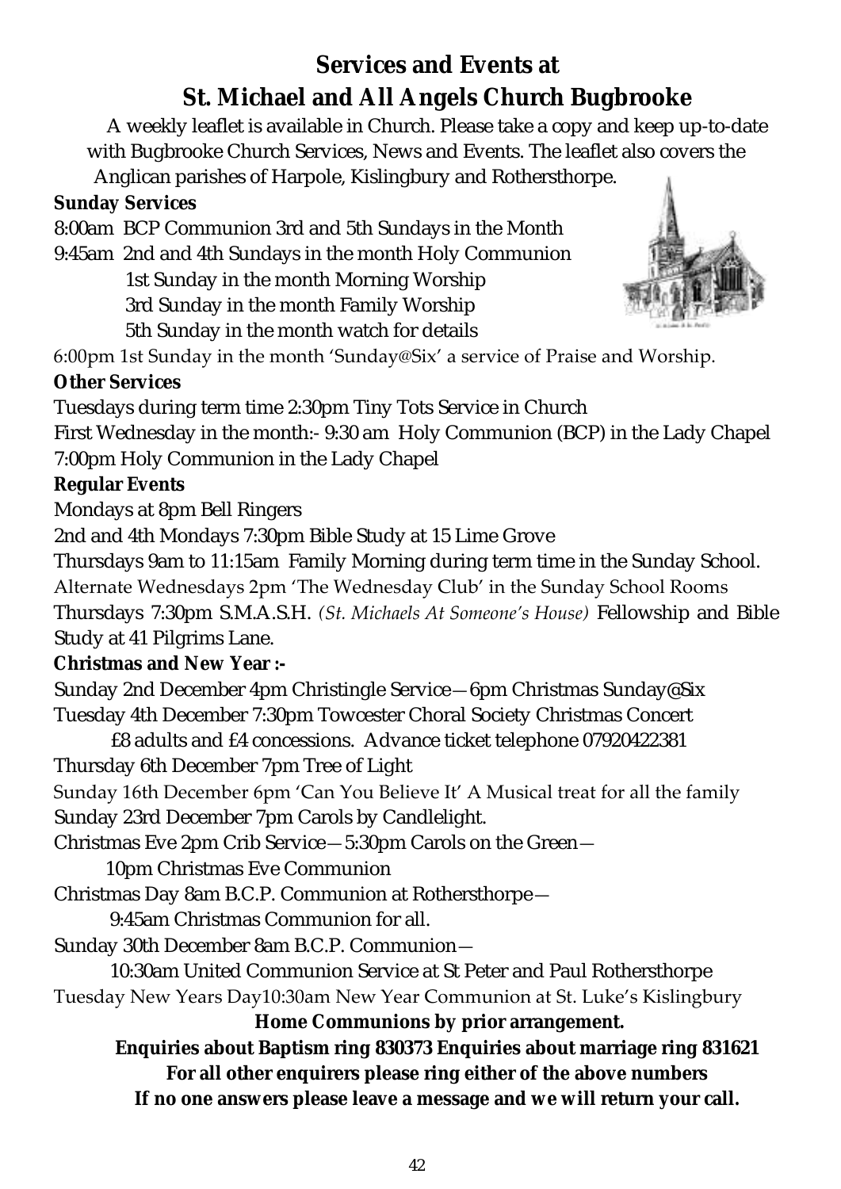# Services and Events at St. Michael and All Angels Church Bugbrooke

A weekly leaflet is available in Church. Please take a copy and keep up-to-date with Bugbrooke Church Services, News and Events. The leaflet also covers the Anglican parishes of Harpole, Kislingbury and Rothersthorpe.

**Sunday Services**

8:00am BCP Communion 3rd and 5th Sundays in the Month

9:45am 2nd and 4th Sundays in the month Holy Communion
1st Sunday in the month Morning Worship
3rd Sunday in the month Family Worship
5th Sunday in the month watch for details

6:00pm 1st Sunday in the month 'Sunday@Six' a service of Praise and Worship.

**Other Services**

Tuesdays during term time 2:30pm Tiny Tots Service in Church

First Wednesday in the month:- 9:30 am Holy Communion (BCP) in the Lady Chapel

7:00pm Holy Communion in the Lady Chapel

**Regular Events**

Mondays at 8pm Bell Ringers

2nd and 4th Mondays 7:30pm Bible Study at 15 Lime Grove

Thursdays 9am to 11:15am Family Morning during term time in the Sunday School.

Alternate Wednesdays 2pm 'The Wednesday Club' in the Sunday School Rooms

Thursdays 7:30pm S.M.A.S.H. *(St. Michaels At Someone's House)* Fellowship and Bible Study at 41 Pilgrims Lane.

**Christmas and New Year :-**

Sunday 2nd December 4pm Christingle Service—6pm Christmas Sunday@Six

Tuesday 4th December 7:30pm Towcester Choral Society Christmas Concert
£8 adults and £4 concessions. Advance ticket telephone 07920422381

Thursday 6th December 7pm Tree of Light

Sunday 16th December 6pm 'Can You Believe It' A Musical treat for all the family

Sunday 23rd December 7pm Carols by Candlelight.

Christmas Eve 2pm Crib Service—5:30pm Carols on the Green—
10pm Christmas Eve Communion

Christmas Day 8am B.C.P. Communion at Rothersthorpe—
9:45am Christmas Communion for all.

Sunday 30th December 8am B.C.P. Communion—
10:30am United Communion Service at St Peter and Paul Rothersthorpe

Tuesday New Years Day10:30am New Year Communion at St. Luke's Kislingbury

**Home Communions by prior arrangement.**

**Enquiries about Baptism ring 830373 Enquiries about marriage ring 831621**

**For all other enquirers please ring either of the above numbers**

**If no one answers please leave a message and we will return your call.**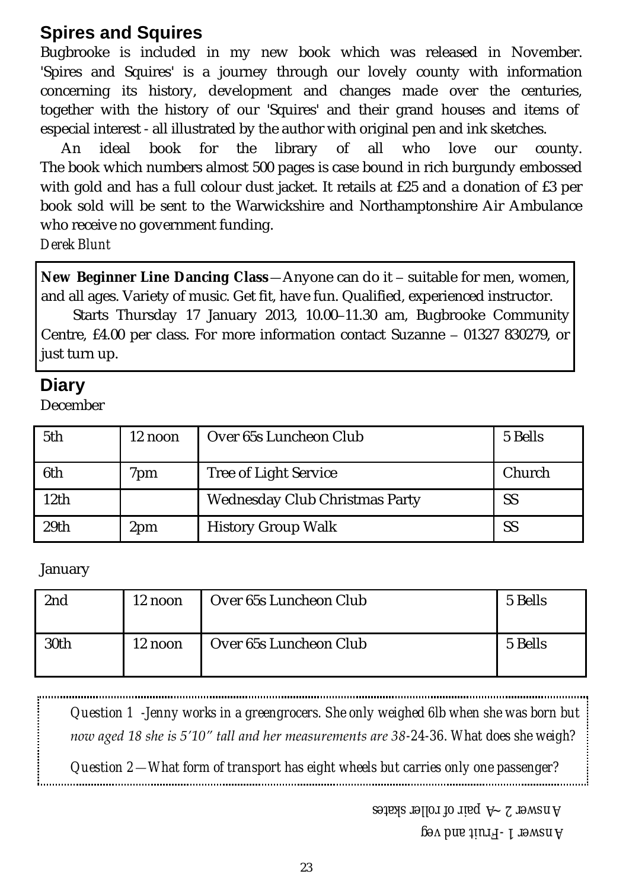## Spires and Squires

Bugbrooke is included in my new book which was released in November. 'Spires and Squires' is a journey through our lovely county with information concerning its history, development and changes made over the centuries, together with the history of our 'Squires' and their grand houses and items of especial interest - all illustrated by the author with original pen and ink sketches.

An ideal book for the library of all who love our county. The book which numbers almost 500 pages is case bound in rich burgundy embossed with gold and has a full colour dust jacket. It retails at £25 and a donation of £3 per book sold will be sent to the Warwickshire and Northamptonshire Air Ambulance who receive no government funding.

*Derek Blunt*

**New Beginner Line Dancing Class**—Anyone can do it – suitable for men, women, and all ages. Variety of music. Get fit, have fun. Qualified, experienced instructor.

Starts Thursday 17 January 2013, 10.00–11.30 am, Bugbrooke Community Centre, £4.00 per class. For more information contact Suzanne – 01327 830279, or just turn up.

## Diary

December

| | | | |
|---|---|---|---|
| 5th | 12 noon | Over 65s Luncheon Club | 5 Bells |
| 6th | 7pm | Tree of Light Service | Church |
| 12th | | Wednesday Club Christmas Party | SS |
| 29th | 2pm | History Group Walk | SS |

January

| | | | |
|---|---|---|---|
| 2nd | 12 noon | Over 65s Luncheon Club | 5 Bells |
| 30th | 12 noon | Over 65s Luncheon Club | 5 Bells |

*Question 1 -Jenny works in a greengrocers. She only weighed 6lb when she was born but now aged 18 she is 5'10" tall and her measurements are 38-24-36. What does she weigh?*

*Question 2—What form of transport has eight wheels but carries only one passenger?*

Answer 2 ~A pair of roller skates

Answer 1 -Fruit and veg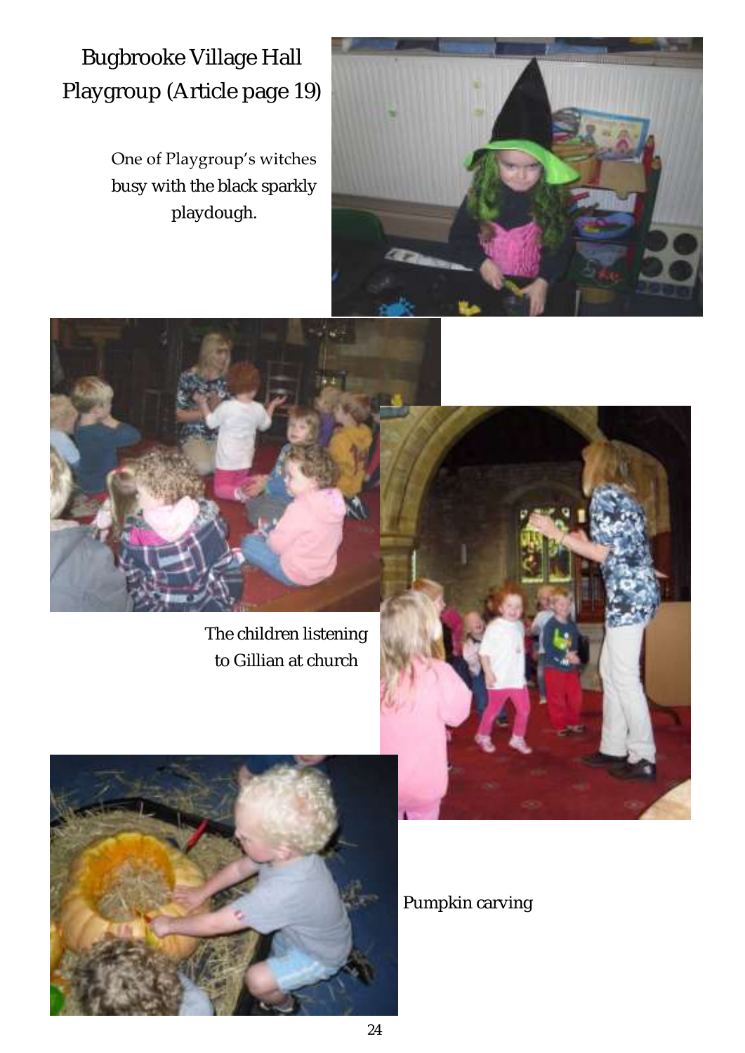# Bugbrooke Village Hall Playgroup (Article page 19)

One of Playgroup's witches busy with the black sparkly playdough.

The children listening to Gillian at church

Pumpkin carving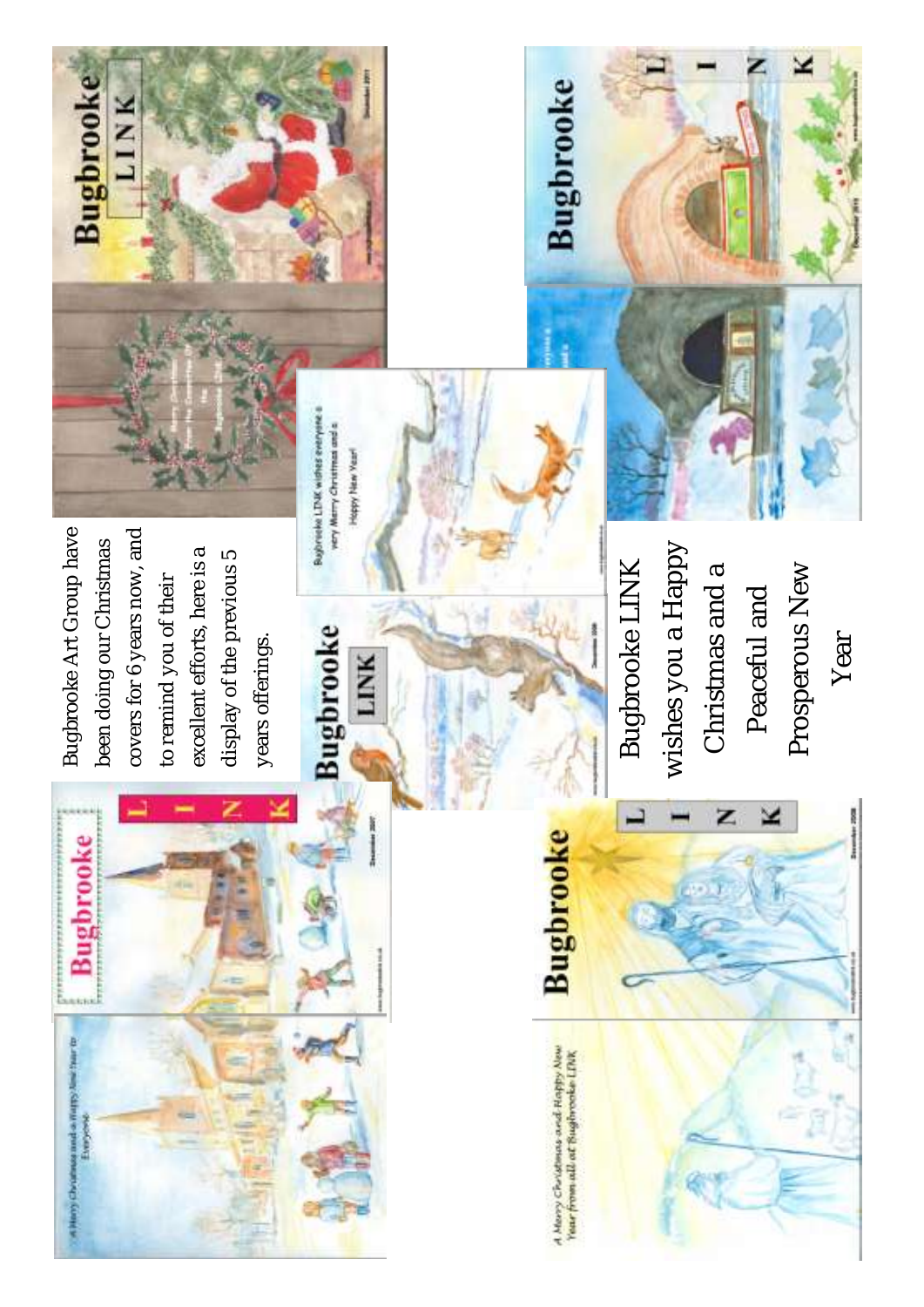Bugbrooke Art Group have been doing our Christmas covers for 6 years now, and to remind you of their excellent efforts, here is a display of the previous 5 years offerings.

Bugbrooke LINK wishes you a Happy Christmas and a Peaceful and Prosperous New Year